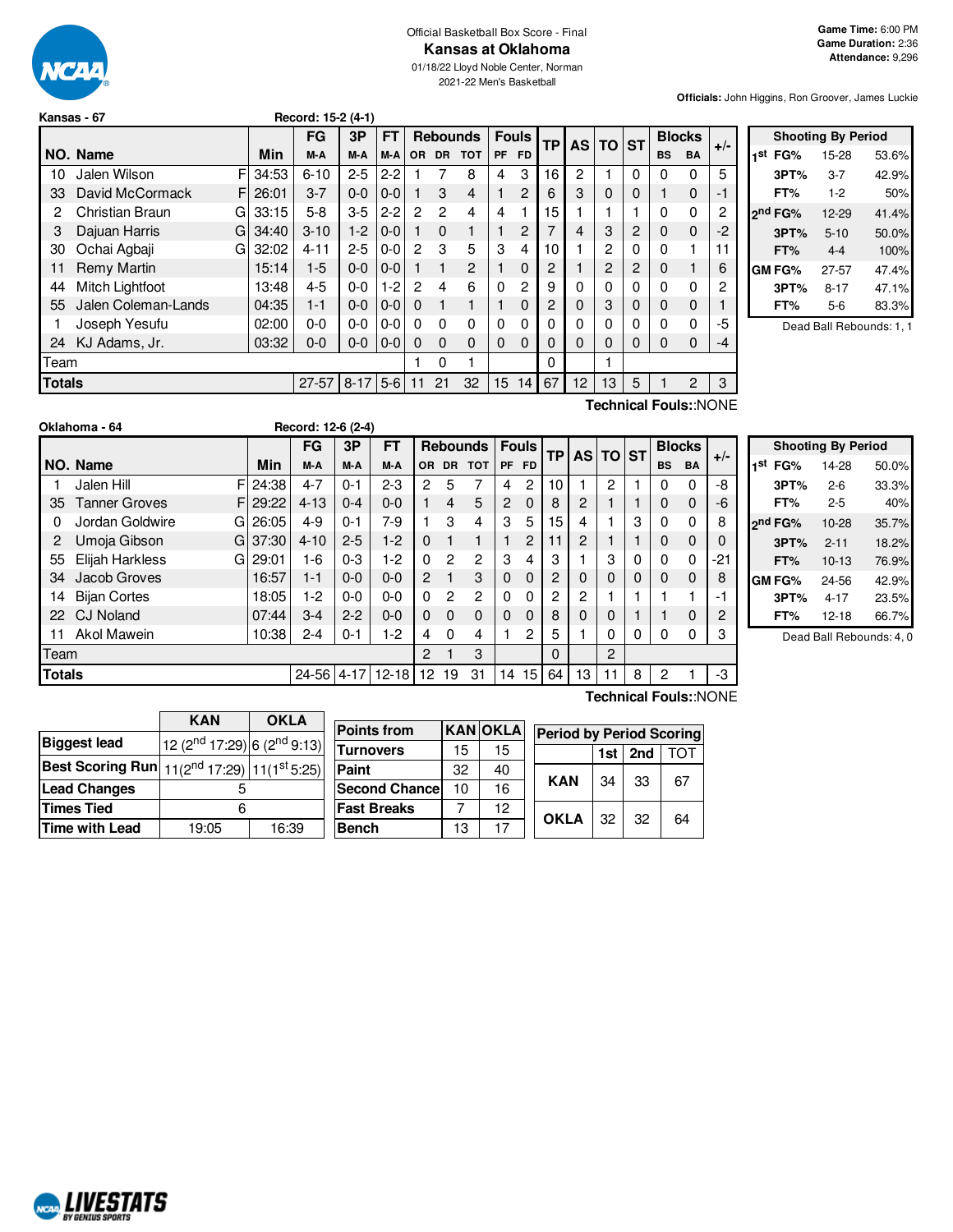Official Basketball Box Score - Final

# Kansas at Oklahoma

01/18/22 Lloyd Noble Center, Norman

2021-22 Men's Basketball

**Game Time:** 6:00 PM
**Game Duration:** 2:36
**Attendance:** 9,296

**Officials:** John Higgins, Ron Groover, James Luckie

**Kansas - 67** Record: 15-2 (4-1)

| NO. | Name | | Min | FG M-A | 3P M-A | FT M-A | Rebounds OR | DR | TOT | Fouls PF | FD | TP | AS | TO | ST | Blocks BS | BA | +/- |
|---|---|---|---|---|---|---|---|---|---|---|---|---|---|---|---|---|---|---|
| 10 | Jalen Wilson | F | 34:53 | 6-10 | 2-5 | 2-2 | 1 | 7 | 8 | 4 | 3 | 16 | 2 | 1 | 0 | 0 | 0 | 5 |
| 33 | David McCormack | F | 26:01 | 3-7 | 0-0 | 0-0 | 1 | 3 | 4 | 1 | 2 | 6 | 3 | 0 | 0 | 1 | 0 | -1 |
| 2 | Christian Braun | G | 33:15 | 5-8 | 3-5 | 2-2 | 2 | 2 | 4 | 4 | 1 | 15 | 1 | 1 | 1 | 0 | 0 | 2 |
| 3 | Dajuan Harris | G | 34:40 | 3-10 | 1-2 | 0-0 | 1 | 0 | 1 | 1 | 2 | 7 | 4 | 3 | 2 | 0 | 0 | -2 |
| 30 | Ochai Agbaji | G | 32:02 | 4-11 | 2-5 | 0-0 | 2 | 3 | 5 | 3 | 4 | 10 | 1 | 2 | 0 | 0 | 1 | 11 |
| 11 | Remy Martin | | 15:14 | 1-5 | 0-0 | 0-0 | 1 | 1 | 2 | 1 | 0 | 2 | 1 | 2 | 2 | 0 | 1 | 6 |
| 44 | Mitch Lightfoot | | 13:48 | 4-5 | 0-0 | 1-2 | 2 | 4 | 6 | 0 | 2 | 9 | 0 | 0 | 0 | 0 | 0 | 2 |
| 55 | Jalen Coleman-Lands | | 04:35 | 1-1 | 0-0 | 0-0 | 0 | 1 | 1 | 1 | 0 | 2 | 0 | 3 | 0 | 0 | 0 | 1 |
| 1 | Joseph Yesufu | | 02:00 | 0-0 | 0-0 | 0-0 | 0 | 0 | 0 | 0 | 0 | 0 | 0 | 0 | 0 | 0 | 0 | -5 |
| 24 | KJ Adams, Jr. | | 03:32 | 0-0 | 0-0 | 0-0 | 0 | 0 | 0 | 0 | 0 | 0 | 0 | 0 | 0 | 0 | 0 | -4 |
| | Team | | | | | | 1 | 0 | 1 | | | 0 | | 1 | | | | |
| | **Totals** | | | 27-57 | 8-17 | 5-6 | 11 | 21 | 32 | 15 | 14 | 67 | 12 | 13 | 5 | 1 | 2 | 3 |

**Technical Fouls:**:NONE

| Shooting By Period | | |
|---|---|---|
| 1st FG% | 15-28 | 53.6% |
| 3PT% | 3-7 | 42.9% |
| FT% | 1-2 | 50% |
| 2nd FG% | 12-29 | 41.4% |
| 3PT% | 5-10 | 50.0% |
| FT% | 4-4 | 100% |
| GM FG% | 27-57 | 47.4% |
| 3PT% | 8-17 | 47.1% |
| FT% | 5-6 | 83.3% |

Dead Ball Rebounds: 1, 1

**Oklahoma - 64** Record: 12-6 (2-4)

| NO. | Name | | Min | FG M-A | 3P M-A | FT M-A | Rebounds OR | DR | TOT | Fouls PF | FD | TP | AS | TO | ST | Blocks BS | BA | +/- |
|---|---|---|---|---|---|---|---|---|---|---|---|---|---|---|---|---|---|---|
| 1 | Jalen Hill | F | 24:38 | 4-7 | 0-1 | 2-3 | 2 | 5 | 7 | 4 | 2 | 10 | 1 | 2 | 1 | 0 | 0 | -8 |
| 35 | Tanner Groves | F | 29:22 | 4-13 | 0-4 | 0-0 | 1 | 4 | 5 | 2 | 0 | 8 | 2 | 1 | 1 | 0 | 0 | -6 |
| 0 | Jordan Goldwire | G | 26:05 | 4-9 | 0-1 | 7-9 | 1 | 3 | 4 | 3 | 5 | 15 | 4 | 1 | 3 | 0 | 0 | 8 |
| 2 | Umoja Gibson | G | 37:30 | 4-10 | 2-5 | 1-2 | 0 | 1 | 1 | 1 | 2 | 11 | 2 | 1 | 1 | 0 | 0 | 0 |
| 55 | Elijah Harkless | G | 29:01 | 1-6 | 0-3 | 1-2 | 0 | 2 | 2 | 3 | 4 | 3 | 1 | 3 | 0 | 0 | 0 | -21 |
| 34 | Jacob Groves | | 16:57 | 1-1 | 0-0 | 0-0 | 2 | 1 | 3 | 0 | 0 | 2 | 0 | 0 | 0 | 0 | 0 | 8 |
| 14 | Bijan Cortes | | 18:05 | 1-2 | 0-0 | 0-0 | 0 | 2 | 2 | 0 | 0 | 2 | 2 | 1 | 1 | 1 | 1 | -1 |
| 22 | CJ Noland | | 07:44 | 3-4 | 2-2 | 0-0 | 0 | 0 | 0 | 0 | 0 | 8 | 0 | 0 | 1 | 1 | 0 | 2 |
| 11 | Akol Mawein | | 10:38 | 2-4 | 0-1 | 1-2 | 4 | 0 | 4 | 1 | 2 | 5 | 1 | 0 | 0 | 0 | 0 | 3 |
| | Team | | | | | | 2 | 1 | 3 | | | 0 | | 2 | | | | |
| | **Totals** | | | 24-56 | 4-17 | 12-18 | 12 | 19 | 31 | 14 | 15 | 64 | 13 | 11 | 8 | 2 | 1 | -3 |

**Technical Fouls:**:NONE

| Shooting By Period | | |
|---|---|---|
| 1st FG% | 14-28 | 50.0% |
| 3PT% | 2-6 | 33.3% |
| FT% | 2-5 | 40% |
| 2nd FG% | 10-28 | 35.7% |
| 3PT% | 2-11 | 18.2% |
| FT% | 10-13 | 76.9% |
| GM FG% | 24-56 | 42.9% |
| 3PT% | 4-17 | 23.5% |
| FT% | 12-18 | 66.7% |

Dead Ball Rebounds: 4, 0

| | KAN | OKLA |
|---|---|---|
| Biggest lead | 12 (2nd 17:29) | 6 (2nd 9:13) |
| Best Scoring Run | 11(2nd 17:29) | 11(1st 5:25) |
| Lead Changes | 5 | |
| Times Tied | 6 | |
| Time with Lead | 19:05 | 16:39 |

| Points from | KAN | OKLA |
|---|---|---|
| Turnovers | 15 | 15 |
| Paint | 32 | 40 |
| Second Chance | 10 | 16 |
| Fast Breaks | 7 | 12 |
| Bench | 13 | 17 |

| Period by Period Scoring | 1st | 2nd | TOT |
|---|---|---|---|
| KAN | 34 | 33 | 67 |
| OKLA | 32 | 32 | 64 |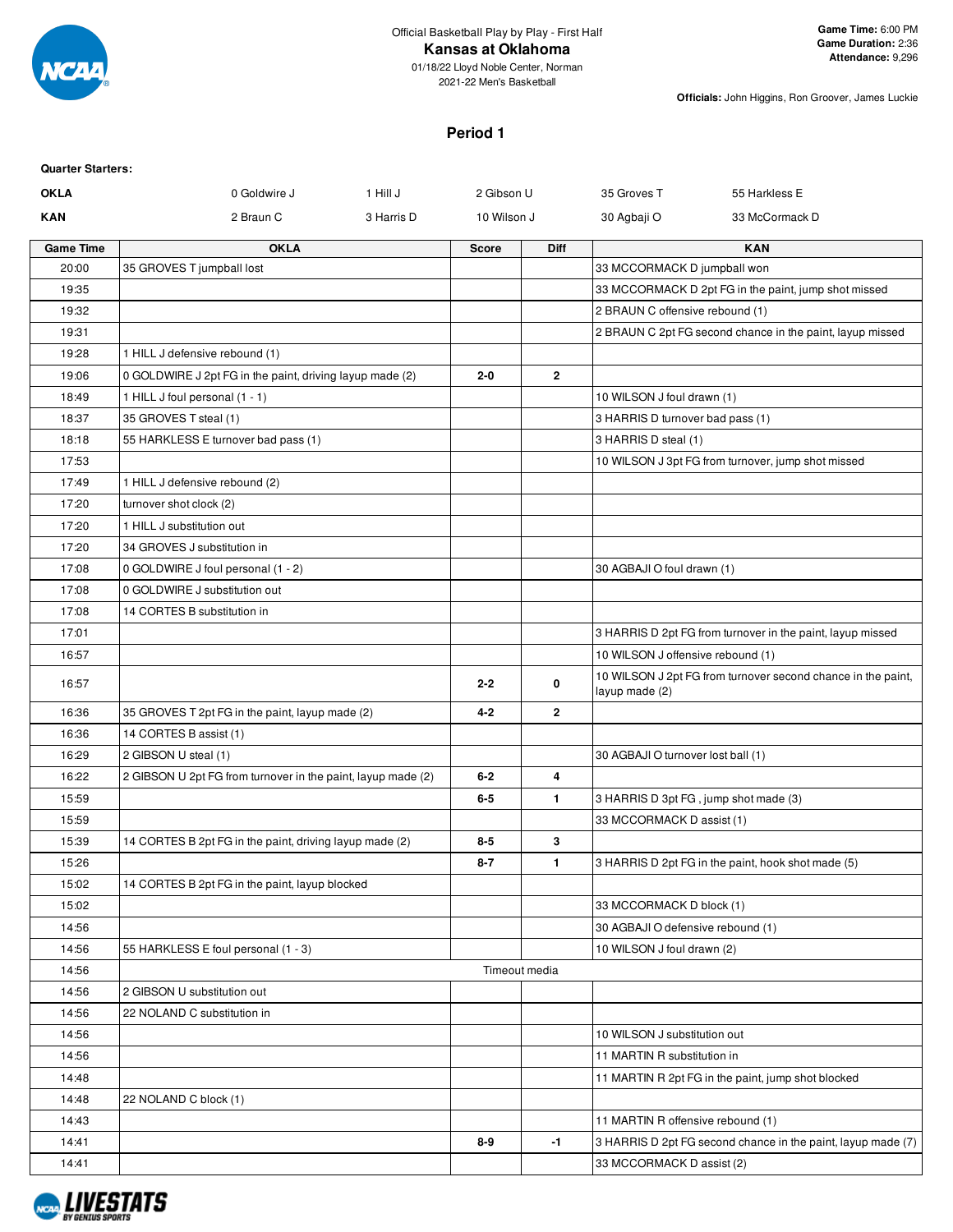Official Basketball Play by Play - First Half

# Kansas at Oklahoma

01/18/22 Lloyd Noble Center, Norman
2021-22 Men's Basketball

**Game Time:** 6:00 PM
**Game Duration:** 2:36
**Attendance:** 9,296

**Officials:** John Higgins, Ron Groover, James Luckie

## Period 1

**Quarter Starters:**

| | | | | | |
|---|---|---|---|---|---|
| **OKLA** | 0 Goldwire J | 1 Hill J | 2 Gibson U | 35 Groves T | 55 Harkless E |
| **KAN** | 2 Braun C | 3 Harris D | 10 Wilson J | 30 Agbaji O | 33 McCormack D |

| Game Time | OKLA | Score | Diff | KAN |
|---|---|---|---|---|
| 20:00 | 35 GROVES T jumpball lost | | | 33 MCCORMACK D jumpball won |
| 19:35 | | | | 33 MCCORMACK D 2pt FG in the paint, jump shot missed |
| 19:32 | | | | 2 BRAUN C offensive rebound (1) |
| 19:31 | | | | 2 BRAUN C 2pt FG second chance in the paint, layup missed |
| 19:28 | 1 HILL J defensive rebound (1) | | | |
| 19:06 | 0 GOLDWIRE J 2pt FG in the paint, driving layup made (2) | 2-0 | 2 | |
| 18:49 | 1 HILL J foul personal (1 - 1) | | | 10 WILSON J foul drawn (1) |
| 18:37 | 35 GROVES T steal (1) | | | 3 HARRIS D turnover bad pass (1) |
| 18:18 | 55 HARKLESS E turnover bad pass (1) | | | 3 HARRIS D steal (1) |
| 17:53 | | | | 10 WILSON J 3pt FG from turnover, jump shot missed |
| 17:49 | 1 HILL J defensive rebound (2) | | | |
| 17:20 | turnover shot clock (2) | | | |
| 17:20 | 1 HILL J substitution out | | | |
| 17:20 | 34 GROVES J substitution in | | | |
| 17:08 | 0 GOLDWIRE J foul personal (1 - 2) | | | 30 AGBAJI O foul drawn (1) |
| 17:08 | 0 GOLDWIRE J substitution out | | | |
| 17:08 | 14 CORTES B substitution in | | | |
| 17:01 | | | | 3 HARRIS D 2pt FG from turnover in the paint, layup missed |
| 16:57 | | | | 10 WILSON J offensive rebound (1) |
| 16:57 | | 2-2 | 0 | 10 WILSON J 2pt FG from turnover second chance in the paint, layup made (2) |
| 16:36 | 35 GROVES T 2pt FG in the paint, layup made (2) | 4-2 | 2 | |
| 16:36 | 14 CORTES B assist (1) | | | |
| 16:29 | 2 GIBSON U steal (1) | | | 30 AGBAJI O turnover lost ball (1) |
| 16:22 | 2 GIBSON U 2pt FG from turnover in the paint, layup made (2) | 6-2 | 4 | |
| 15:59 | | 6-5 | 1 | 3 HARRIS D 3pt FG , jump shot made (3) |
| 15:59 | | | | 33 MCCORMACK D assist (1) |
| 15:39 | 14 CORTES B 2pt FG in the paint, driving layup made (2) | 8-5 | 3 | |
| 15:26 | | 8-7 | 1 | 3 HARRIS D 2pt FG in the paint, hook shot made (5) |
| 15:02 | 14 CORTES B 2pt FG in the paint, layup blocked | | | |
| 15:02 | | | | 33 MCCORMACK D block (1) |
| 14:56 | | | | 30 AGBAJI O defensive rebound (1) |
| 14:56 | 55 HARKLESS E foul personal (1 - 3) | | | 10 WILSON J foul drawn (2) |
| 14:56 | | Timeout media | | |
| 14:56 | 2 GIBSON U substitution out | | | |
| 14:56 | 22 NOLAND C substitution in | | | |
| 14:56 | | | | 10 WILSON J substitution out |
| 14:56 | | | | 11 MARTIN R substitution in |
| 14:48 | | | | 11 MARTIN R 2pt FG in the paint, jump shot blocked |
| 14:48 | 22 NOLAND C block (1) | | | |
| 14:43 | | | | 11 MARTIN R offensive rebound (1) |
| 14:41 | | 8-9 | -1 | 3 HARRIS D 2pt FG second chance in the paint, layup made (7) |
| 14:41 | | | | 33 MCCORMACK D assist (2) |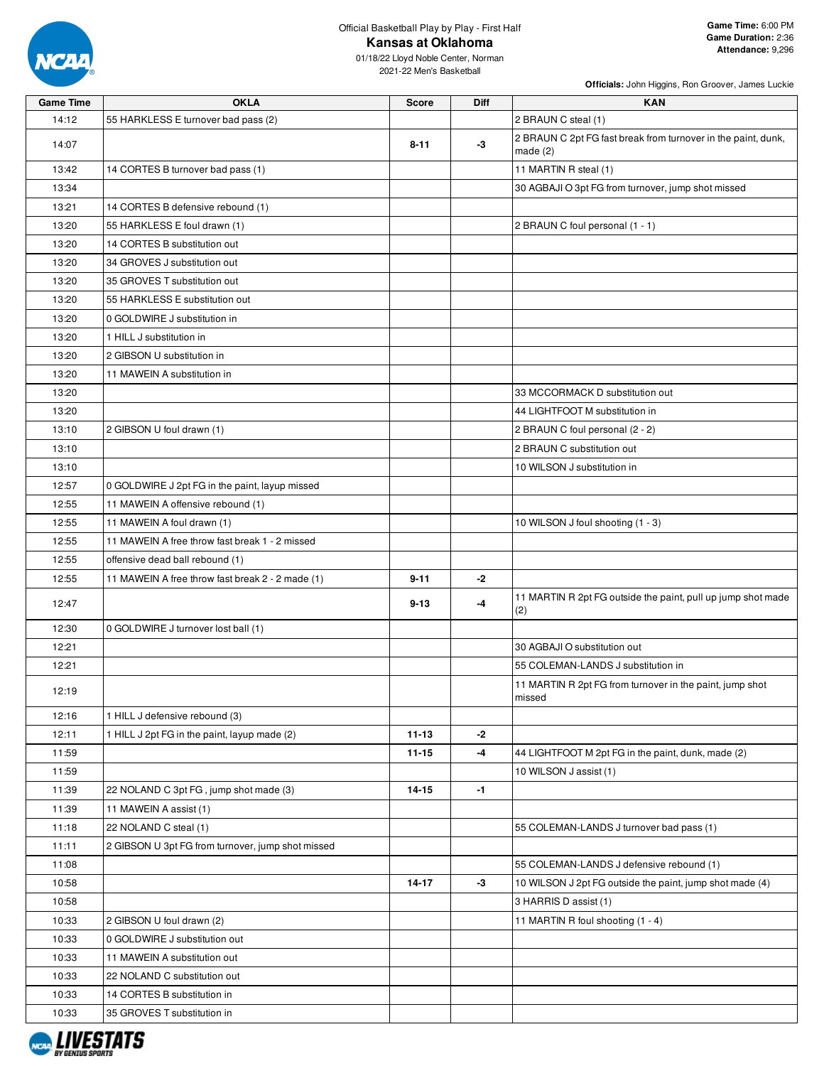Official Basketball Play by Play - First Half

# Kansas at Oklahoma

01/18/22 Lloyd Noble Center, Norman
2021-22 Men's Basketball

**Game Time:** 6:00 PM
**Game Duration:** 2:36
**Attendance:** 9,296

**Officials:** John Higgins, Ron Groover, James Luckie

| Game Time | OKLA | Score | Diff | KAN |
|---|---|---|---|---|
| 14:12 | 55 HARKLESS E turnover bad pass (2) | | | 2 BRAUN C steal (1) |
| 14:07 | | 8-11 | -3 | 2 BRAUN C 2pt FG fast break from turnover in the paint, dunk, made (2) |
| 13:42 | 14 CORTES B turnover bad pass (1) | | | 11 MARTIN R steal (1) |
| 13:34 | | | | 30 AGBAJI O 3pt FG from turnover, jump shot missed |
| 13:21 | 14 CORTES B defensive rebound (1) | | | |
| 13:20 | 55 HARKLESS E foul drawn (1) | | | 2 BRAUN C foul personal (1 - 1) |
| 13:20 | 14 CORTES B substitution out | | | |
| 13:20 | 34 GROVES J substitution out | | | |
| 13:20 | 35 GROVES T substitution out | | | |
| 13:20 | 55 HARKLESS E substitution out | | | |
| 13:20 | 0 GOLDWIRE J substitution in | | | |
| 13:20 | 1 HILL J substitution in | | | |
| 13:20 | 2 GIBSON U substitution in | | | |
| 13:20 | 11 MAWEIN A substitution in | | | |
| 13:20 | | | | 33 MCCORMACK D substitution out |
| 13:20 | | | | 44 LIGHTFOOT M substitution in |
| 13:10 | 2 GIBSON U foul drawn (1) | | | 2 BRAUN C foul personal (2 - 2) |
| 13:10 | | | | 2 BRAUN C substitution out |
| 13:10 | | | | 10 WILSON J substitution in |
| 12:57 | 0 GOLDWIRE J 2pt FG in the paint, layup missed | | | |
| 12:55 | 11 MAWEIN A offensive rebound (1) | | | |
| 12:55 | 11 MAWEIN A foul drawn (1) | | | 10 WILSON J foul shooting (1 - 3) |
| 12:55 | 11 MAWEIN A free throw fast break 1 - 2 missed | | | |
| 12:55 | offensive dead ball rebound (1) | | | |
| 12:55 | 11 MAWEIN A free throw fast break 2 - 2 made (1) | 9-11 | -2 | |
| 12:47 | | 9-13 | -4 | 11 MARTIN R 2pt FG outside the paint, pull up jump shot made (2) |
| 12:30 | 0 GOLDWIRE J turnover lost ball (1) | | | |
| 12:21 | | | | 30 AGBAJI O substitution out |
| 12:21 | | | | 55 COLEMAN-LANDS J substitution in |
| 12:19 | | | | 11 MARTIN R 2pt FG from turnover in the paint, jump shot missed |
| 12:16 | 1 HILL J defensive rebound (3) | | | |
| 12:11 | 1 HILL J 2pt FG in the paint, layup made (2) | 11-13 | -2 | |
| 11:59 | | 11-15 | -4 | 44 LIGHTFOOT M 2pt FG in the paint, dunk, made (2) |
| 11:59 | | | | 10 WILSON J assist (1) |
| 11:39 | 22 NOLAND C 3pt FG , jump shot made (3) | 14-15 | -1 | |
| 11:39 | 11 MAWEIN A assist (1) | | | |
| 11:18 | 22 NOLAND C steal (1) | | | 55 COLEMAN-LANDS J turnover bad pass (1) |
| 11:11 | 2 GIBSON U 3pt FG from turnover, jump shot missed | | | |
| 11:08 | | | | 55 COLEMAN-LANDS J defensive rebound (1) |
| 10:58 | | 14-17 | -3 | 10 WILSON J 2pt FG outside the paint, jump shot made (4) |
| 10:58 | | | | 3 HARRIS D assist (1) |
| 10:33 | 2 GIBSON U foul drawn (2) | | | 11 MARTIN R foul shooting (1 - 4) |
| 10:33 | 0 GOLDWIRE J substitution out | | | |
| 10:33 | 11 MAWEIN A substitution out | | | |
| 10:33 | 22 NOLAND C substitution out | | | |
| 10:33 | 14 CORTES B substitution in | | | |
| 10:33 | 35 GROVES T substitution in | | | |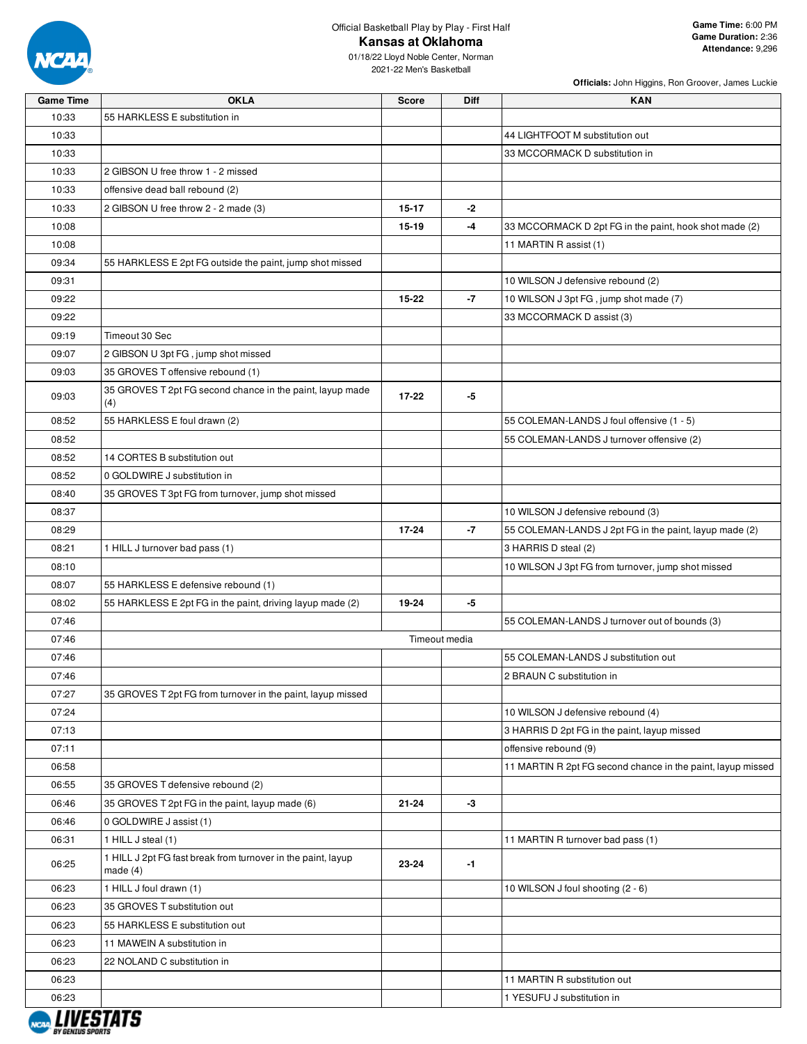Official Basketball Play by Play - First Half

# Kansas at Oklahoma

01/18/22 Lloyd Noble Center, Norman
2021-22 Men's Basketball

**Game Time:** 6:00 PM
**Game Duration:** 2:36
**Attendance:** 9,296

**Officials:** John Higgins, Ron Groover, James Luckie

| Game Time | OKLA | Score | Diff | KAN |
|---|---|---|---|---|
| 10:33 | 55 HARKLESS E substitution in | | | |
| 10:33 | | | | 44 LIGHTFOOT M substitution out |
| 10:33 | | | | 33 MCCORMACK D substitution in |
| 10:33 | 2 GIBSON U free throw 1 - 2 missed | | | |
| 10:33 | offensive dead ball rebound (2) | | | |
| 10:33 | 2 GIBSON U free throw 2 - 2 made (3) | 15-17 | -2 | |
| 10:08 | | 15-19 | -4 | 33 MCCORMACK D 2pt FG in the paint, hook shot made (2) |
| 10:08 | | | | 11 MARTIN R assist (1) |
| 09:34 | 55 HARKLESS E 2pt FG outside the paint, jump shot missed | | | |
| 09:31 | | | | 10 WILSON J defensive rebound (2) |
| 09:22 | | 15-22 | -7 | 10 WILSON J 3pt FG , jump shot made (7) |
| 09:22 | | | | 33 MCCORMACK D assist (3) |
| 09:19 | Timeout 30 Sec | | | |
| 09:07 | 2 GIBSON U 3pt FG , jump shot missed | | | |
| 09:03 | 35 GROVES T offensive rebound (1) | | | |
| 09:03 | 35 GROVES T 2pt FG second chance in the paint, layup made (4) | 17-22 | -5 | |
| 08:52 | 55 HARKLESS E foul drawn (2) | | | 55 COLEMAN-LANDS J foul offensive (1 - 5) |
| 08:52 | | | | 55 COLEMAN-LANDS J turnover offensive (2) |
| 08:52 | 14 CORTES B substitution out | | | |
| 08:52 | 0 GOLDWIRE J substitution in | | | |
| 08:40 | 35 GROVES T 3pt FG from turnover, jump shot missed | | | |
| 08:37 | | | | 10 WILSON J defensive rebound (3) |
| 08:29 | | 17-24 | -7 | 55 COLEMAN-LANDS J 2pt FG in the paint, layup made (2) |
| 08:21 | 1 HILL J turnover bad pass (1) | | | 3 HARRIS D steal (2) |
| 08:10 | | | | 10 WILSON J 3pt FG from turnover, jump shot missed |
| 08:07 | 55 HARKLESS E defensive rebound (1) | | | |
| 08:02 | 55 HARKLESS E 2pt FG in the paint, driving layup made (2) | 19-24 | -5 | |
| 07:46 | | | | 55 COLEMAN-LANDS J turnover out of bounds (3) |
| 07:46 | | Timeout media | | |
| 07:46 | | | | 55 COLEMAN-LANDS J substitution out |
| 07:46 | | | | 2 BRAUN C substitution in |
| 07:27 | 35 GROVES T 2pt FG from turnover in the paint, layup missed | | | |
| 07:24 | | | | 10 WILSON J defensive rebound (4) |
| 07:13 | | | | 3 HARRIS D 2pt FG in the paint, layup missed |
| 07:11 | | | | offensive rebound (9) |
| 06:58 | | | | 11 MARTIN R 2pt FG second chance in the paint, layup missed |
| 06:55 | 35 GROVES T defensive rebound (2) | | | |
| 06:46 | 35 GROVES T 2pt FG in the paint, layup made (6) | 21-24 | -3 | |
| 06:46 | 0 GOLDWIRE J assist (1) | | | |
| 06:31 | 1 HILL J steal (1) | | | 11 MARTIN R turnover bad pass (1) |
| 06:25 | 1 HILL J 2pt FG fast break from turnover in the paint, layup made (4) | 23-24 | -1 | |
| 06:23 | 1 HILL J foul drawn (1) | | | 10 WILSON J foul shooting (2 - 6) |
| 06:23 | 35 GROVES T substitution out | | | |
| 06:23 | 55 HARKLESS E substitution out | | | |
| 06:23 | 11 MAWEIN A substitution in | | | |
| 06:23 | 22 NOLAND C substitution in | | | |
| 06:23 | | | | 11 MARTIN R substitution out |
| 06:23 | | | | 1 YESUFU J substitution in |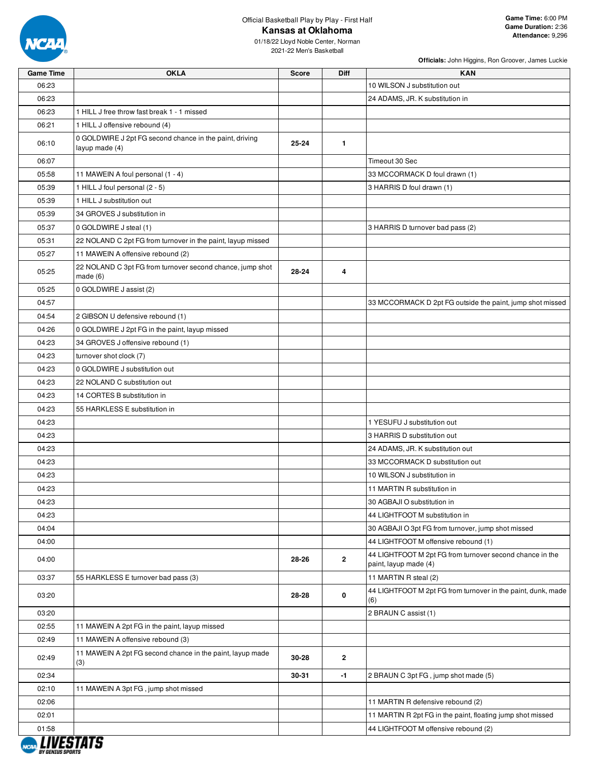Official Basketball Play by Play - First Half

# Kansas at Oklahoma

01/18/22 Lloyd Noble Center, Norman
2021-22 Men's Basketball

**Game Time:** 6:00 PM
**Game Duration:** 2:36
**Attendance:** 9,296

**Officials:** John Higgins, Ron Groover, James Luckie

| Game Time | OKLA | Score | Diff | KAN |
|---|---|---|---|---|
| 06:23 | | | | 10 WILSON J substitution out |
| 06:23 | | | | 24 ADAMS, JR. K substitution in |
| 06:23 | 1 HILL J free throw fast break 1 - 1 missed | | | |
| 06:21 | 1 HILL J offensive rebound (4) | | | |
| 06:10 | 0 GOLDWIRE J 2pt FG second chance in the paint, driving layup made (4) | 25-24 | 1 | |
| 06:07 | | | | Timeout 30 Sec |
| 05:58 | 11 MAWEIN A foul personal (1 - 4) | | | 33 MCCORMACK D foul drawn (1) |
| 05:39 | 1 HILL J foul personal (2 - 5) | | | 3 HARRIS D foul drawn (1) |
| 05:39 | 1 HILL J substitution out | | | |
| 05:39 | 34 GROVES J substitution in | | | |
| 05:37 | 0 GOLDWIRE J steal (1) | | | 3 HARRIS D turnover bad pass (2) |
| 05:31 | 22 NOLAND C 2pt FG from turnover in the paint, layup missed | | | |
| 05:27 | 11 MAWEIN A offensive rebound (2) | | | |
| 05:25 | 22 NOLAND C 3pt FG from turnover second chance, jump shot made (6) | 28-24 | 4 | |
| 05:25 | 0 GOLDWIRE J assist (2) | | | |
| 04:57 | | | | 33 MCCORMACK D 2pt FG outside the paint, jump shot missed |
| 04:54 | 2 GIBSON U defensive rebound (1) | | | |
| 04:26 | 0 GOLDWIRE J 2pt FG in the paint, layup missed | | | |
| 04:23 | 34 GROVES J offensive rebound (1) | | | |
| 04:23 | turnover shot clock (7) | | | |
| 04:23 | 0 GOLDWIRE J substitution out | | | |
| 04:23 | 22 NOLAND C substitution out | | | |
| 04:23 | 14 CORTES B substitution in | | | |
| 04:23 | 55 HARKLESS E substitution in | | | |
| 04:23 | | | | 1 YESUFU J substitution out |
| 04:23 | | | | 3 HARRIS D substitution out |
| 04:23 | | | | 24 ADAMS, JR. K substitution out |
| 04:23 | | | | 33 MCCORMACK D substitution out |
| 04:23 | | | | 10 WILSON J substitution in |
| 04:23 | | | | 11 MARTIN R substitution in |
| 04:23 | | | | 30 AGBAJI O substitution in |
| 04:23 | | | | 44 LIGHTFOOT M substitution in |
| 04:04 | | | | 30 AGBAJI O 3pt FG from turnover, jump shot missed |
| 04:00 | | | | 44 LIGHTFOOT M offensive rebound (1) |
| 04:00 | | 28-26 | 2 | 44 LIGHTFOOT M 2pt FG from turnover second chance in the paint, layup made (4) |
| 03:37 | 55 HARKLESS E turnover bad pass (3) | | | 11 MARTIN R steal (2) |
| 03:20 | | 28-28 | 0 | 44 LIGHTFOOT M 2pt FG from turnover in the paint, dunk, made (6) |
| 03:20 | | | | 2 BRAUN C assist (1) |
| 02:55 | 11 MAWEIN A 2pt FG in the paint, layup missed | | | |
| 02:49 | 11 MAWEIN A offensive rebound (3) | | | |
| 02:49 | 11 MAWEIN A 2pt FG second chance in the paint, layup made (3) | 30-28 | 2 | |
| 02:34 | | 30-31 | -1 | 2 BRAUN C 3pt FG , jump shot made (5) |
| 02:10 | 11 MAWEIN A 3pt FG , jump shot missed | | | |
| 02:06 | | | | 11 MARTIN R defensive rebound (2) |
| 02:01 | | | | 11 MARTIN R 2pt FG in the paint, floating jump shot missed |
| 01:58 | | | | 44 LIGHTFOOT M offensive rebound (2) |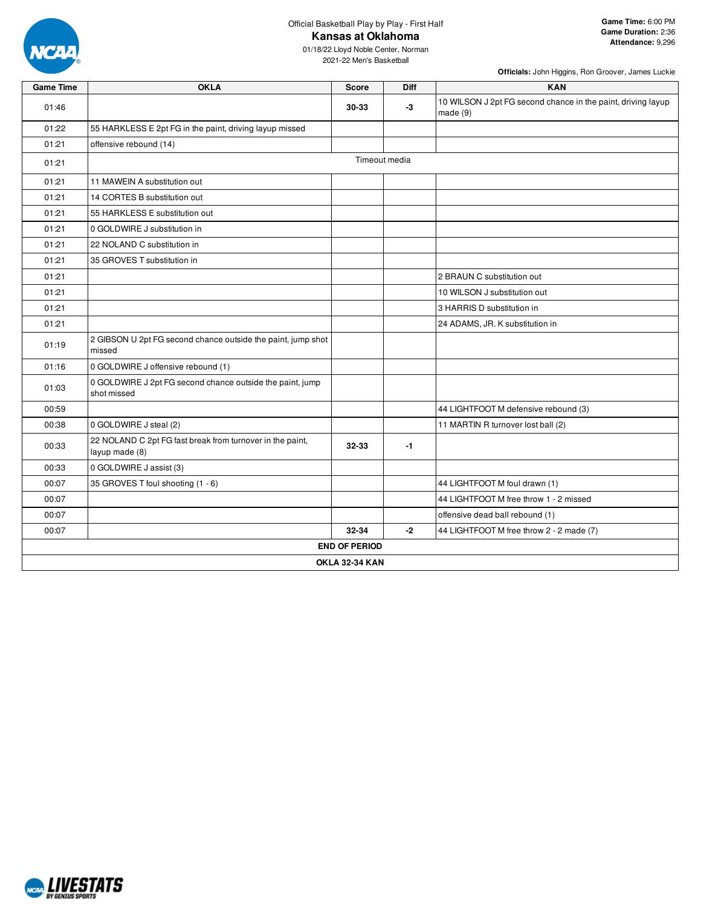Official Basketball Play by Play - First Half

# Kansas at Oklahoma

01/18/22 Lloyd Noble Center, Norman
2021-22 Men's Basketball

**Game Time:** 6:00 PM
**Game Duration:** 2:36
**Attendance:** 9,296

**Officials:** John Higgins, Ron Groover, James Luckie

| Game Time | OKLA | Score | Diff | KAN |
|---|---|---|---|---|
| 01:46 | | 30-33 | -3 | 10 WILSON J 2pt FG second chance in the paint, driving layup made (9) |
| 01:22 | 55 HARKLESS E 2pt FG in the paint, driving layup missed | | | |
| 01:21 | offensive rebound (14) | | | |
| 01:21 | Timeout media | | | |
| 01:21 | 11 MAWEIN A substitution out | | | |
| 01:21 | 14 CORTES B substitution out | | | |
| 01:21 | 55 HARKLESS E substitution out | | | |
| 01:21 | 0 GOLDWIRE J substitution in | | | |
| 01:21 | 22 NOLAND C substitution in | | | |
| 01:21 | 35 GROVES T substitution in | | | |
| 01:21 | | | | 2 BRAUN C substitution out |
| 01:21 | | | | 10 WILSON J substitution out |
| 01:21 | | | | 3 HARRIS D substitution in |
| 01:21 | | | | 24 ADAMS, JR. K substitution in |
| 01:19 | 2 GIBSON U 2pt FG second chance outside the paint, jump shot missed | | | |
| 01:16 | 0 GOLDWIRE J offensive rebound (1) | | | |
| 01:03 | 0 GOLDWIRE J 2pt FG second chance outside the paint, jump shot missed | | | |
| 00:59 | | | | 44 LIGHTFOOT M defensive rebound (3) |
| 00:38 | 0 GOLDWIRE J steal (2) | | | 11 MARTIN R turnover lost ball (2) |
| 00:33 | 22 NOLAND C 2pt FG fast break from turnover in the paint, layup made (8) | 32-33 | -1 | |
| 00:33 | 0 GOLDWIRE J assist (3) | | | |
| 00:07 | 35 GROVES T foul shooting (1 - 6) | | | 44 LIGHTFOOT M foul drawn (1) |
| 00:07 | | | | 44 LIGHTFOOT M free throw 1 - 2 missed |
| 00:07 | | | | offensive dead ball rebound (1) |
| 00:07 | | 32-34 | -2 | 44 LIGHTFOOT M free throw 2 - 2 made (7) |
| **END OF PERIOD** | | | | |
| **OKLA 32-34 KAN** | | | | |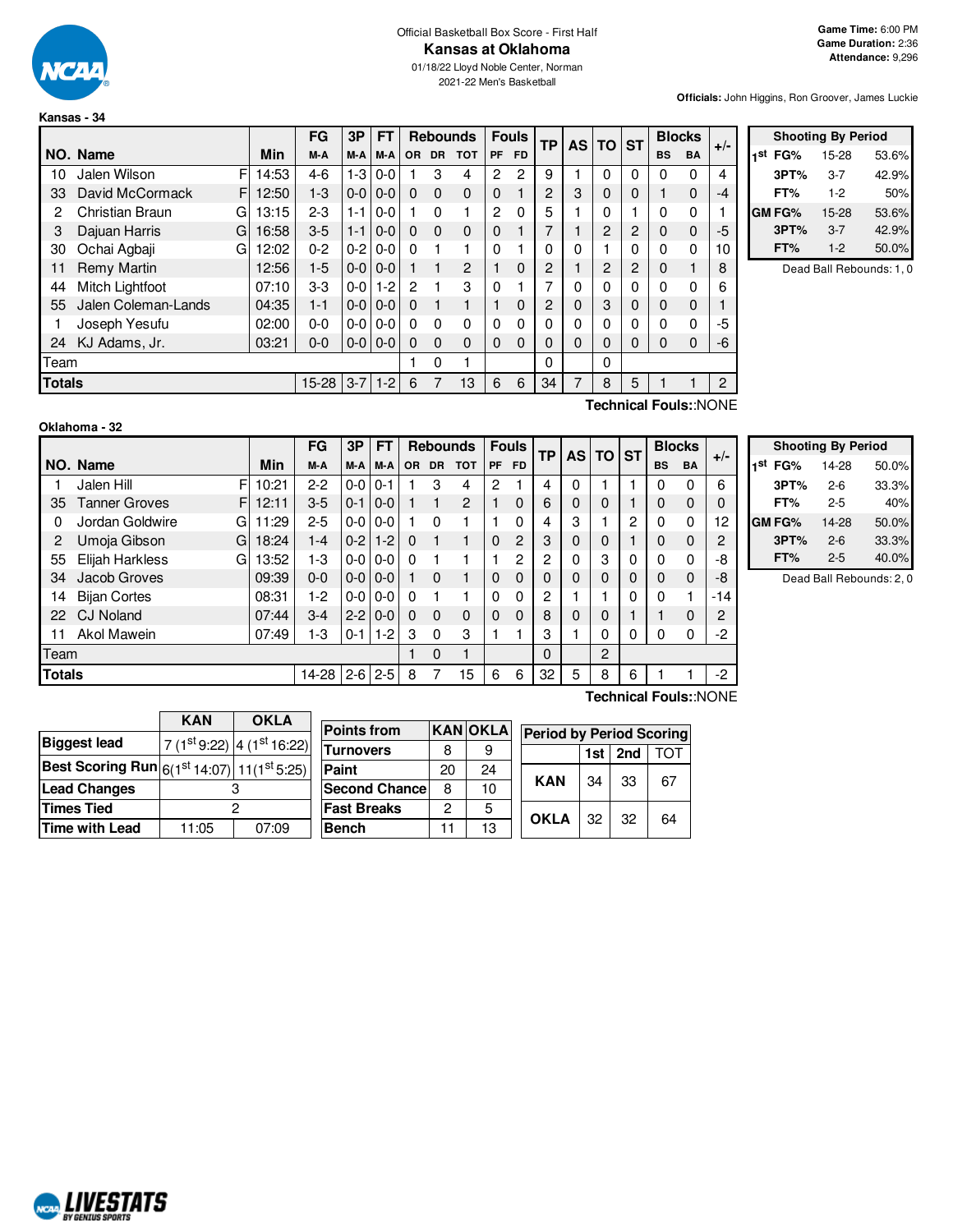Official Basketball Box Score - First Half

# Kansas at Oklahoma

01/18/22 Lloyd Noble Center, Norman

2021-22 Men's Basketball

**Game Time:** 6:00 PM
**Game Duration:** 2:36
**Attendance:** 9,296

**Officials:** John Higgins, Ron Groover, James Luckie

**Kansas - 34**

| NO. | Name | | Min | FG M-A | 3P M-A | FT M-A | Rebounds OR | DR | TOT | Fouls PF | FD | TP | AS | TO | ST | Blocks BS | BA | +/- |
|---|---|---|---|---|---|---|---|---|---|---|---|---|---|---|---|---|---|---|
| 10 | Jalen Wilson | F | 14:53 | 4-6 | 1-3 | 0-0 | 1 | 3 | 4 | 2 | 2 | 9 | 1 | 0 | 0 | 0 | 0 | 4 |
| 33 | David McCormack | F | 12:50 | 1-3 | 0-0 | 0-0 | 0 | 0 | 0 | 0 | 1 | 2 | 3 | 0 | 0 | 1 | 0 | -4 |
| 2 | Christian Braun | G | 13:15 | 2-3 | 1-1 | 0-0 | 1 | 0 | 1 | 2 | 0 | 5 | 1 | 0 | 1 | 0 | 0 | 1 |
| 3 | Dajuan Harris | G | 16:58 | 3-5 | 1-1 | 0-0 | 0 | 0 | 0 | 0 | 1 | 7 | 1 | 2 | 2 | 0 | 0 | -5 |
| 30 | Ochai Agbaji | G | 12:02 | 0-2 | 0-2 | 0-0 | 0 | 1 | 1 | 0 | 1 | 0 | 0 | 1 | 0 | 0 | 0 | 10 |
| 11 | Remy Martin | | 12:56 | 1-5 | 0-0 | 0-0 | 1 | 1 | 2 | 1 | 0 | 2 | 1 | 2 | 2 | 0 | 1 | 8 |
| 44 | Mitch Lightfoot | | 07:10 | 3-3 | 0-0 | 1-2 | 2 | 1 | 3 | 0 | 1 | 7 | 0 | 0 | 0 | 0 | 0 | 6 |
| 55 | Jalen Coleman-Lands | | 04:35 | 1-1 | 0-0 | 0-0 | 0 | 1 | 1 | 1 | 0 | 2 | 0 | 3 | 0 | 0 | 0 | 1 |
| 1 | Joseph Yesufu | | 02:00 | 0-0 | 0-0 | 0-0 | 0 | 0 | 0 | 0 | 0 | 0 | 0 | 0 | 0 | 0 | 0 | -5 |
| 24 | KJ Adams, Jr. | | 03:21 | 0-0 | 0-0 | 0-0 | 0 | 0 | 0 | 0 | 0 | 0 | 0 | 0 | 0 | 0 | 0 | -6 |
| | Team | | | | | | 1 | 0 | 1 | | | 0 | | 0 | | | | |
| | **Totals** | | | 15-28 | 3-7 | 1-2 | 6 | 7 | 13 | 6 | 6 | 34 | 7 | 8 | 5 | 1 | 1 | 2 |

**Technical Fouls:**:NONE

| Shooting By Period | | |
|---|---|---|
| 1st FG% | 15-28 | 53.6% |
| 3PT% | 3-7 | 42.9% |
| FT% | 1-2 | 50% |
| GM FG% | 15-28 | 53.6% |
| 3PT% | 3-7 | 42.9% |
| FT% | 1-2 | 50.0% |

Dead Ball Rebounds: 1, 0

**Oklahoma - 32**

| NO. | Name | | Min | FG M-A | 3P M-A | FT M-A | Rebounds OR | DR | TOT | Fouls PF | FD | TP | AS | TO | ST | Blocks BS | BA | +/- |
|---|---|---|---|---|---|---|---|---|---|---|---|---|---|---|---|---|---|---|
| 1 | Jalen Hill | F | 10:21 | 2-2 | 0-0 | 0-1 | 1 | 3 | 4 | 2 | 1 | 4 | 0 | 1 | 1 | 0 | 0 | 6 |
| 35 | Tanner Groves | F | 12:11 | 3-5 | 0-1 | 0-0 | 1 | 1 | 2 | 1 | 0 | 6 | 0 | 0 | 1 | 0 | 0 | 0 |
| 0 | Jordan Goldwire | G | 11:29 | 2-5 | 0-0 | 0-0 | 1 | 0 | 1 | 1 | 0 | 4 | 3 | 1 | 2 | 0 | 0 | 12 |
| 2 | Umoja Gibson | G | 18:24 | 1-4 | 0-2 | 1-2 | 0 | 1 | 1 | 0 | 2 | 3 | 0 | 0 | 1 | 0 | 0 | 2 |
| 55 | Elijah Harkless | G | 13:52 | 1-3 | 0-0 | 0-0 | 0 | 1 | 1 | 1 | 2 | 2 | 0 | 3 | 0 | 0 | 0 | -8 |
| 34 | Jacob Groves | | 09:39 | 0-0 | 0-0 | 0-0 | 1 | 0 | 1 | 0 | 0 | 0 | 0 | 0 | 0 | 0 | 0 | -8 |
| 14 | Bijan Cortes | | 08:31 | 1-2 | 0-0 | 0-0 | 0 | 1 | 1 | 0 | 0 | 2 | 1 | 1 | 0 | 0 | 1 | -14 |
| 22 | CJ Noland | | 07:44 | 3-4 | 2-2 | 0-0 | 0 | 0 | 0 | 0 | 0 | 8 | 0 | 0 | 1 | 1 | 0 | 2 |
| 11 | Akol Mawein | | 07:49 | 1-3 | 0-1 | 1-2 | 3 | 0 | 3 | 1 | 1 | 3 | 1 | 0 | 0 | 0 | 0 | -2 |
| | Team | | | | | | 1 | 0 | 1 | | | 0 | | 2 | | | | |
| | **Totals** | | | 14-28 | 2-6 | 2-5 | 8 | 7 | 15 | 6 | 6 | 32 | 5 | 8 | 6 | 1 | 1 | -2 |

**Technical Fouls:**:NONE

| Shooting By Period | | |
|---|---|---|
| 1st FG% | 14-28 | 50.0% |
| 3PT% | 2-6 | 33.3% |
| FT% | 2-5 | 40% |
| GM FG% | 14-28 | 50.0% |
| 3PT% | 2-6 | 33.3% |
| FT% | 2-5 | 40.0% |

Dead Ball Rebounds: 2, 0

| | KAN | OKLA |
|---|---|---|
| **Biggest lead** | 7 (1st 9:22) | 4 (1st 16:22) |
| **Best Scoring Run** | 6(1st 14:07) | 11(1st 5:25) |
| **Lead Changes** | 3 | |
| **Times Tied** | 2 | |
| **Time with Lead** | 11:05 | 07:09 |

| Points from | KAN | OKLA |
|---|---|---|
| Turnovers | 8 | 9 |
| Paint | 20 | 24 |
| Second Chance | 8 | 10 |
| Fast Breaks | 2 | 5 |
| Bench | 11 | 13 |

| Period by Period Scoring | 1st | 2nd | TOT |
|---|---|---|---|
| KAN | 34 | 33 | 67 |
| OKLA | 32 | 32 | 64 |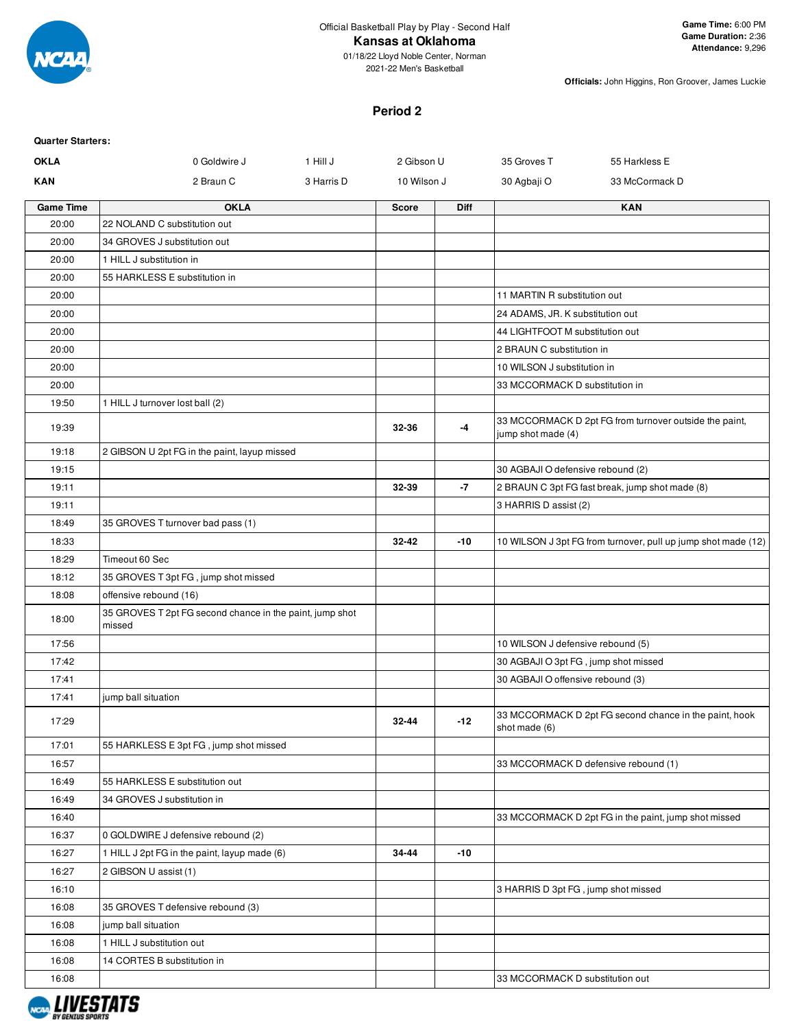Official Basketball Play by Play - Second Half

**Kansas at Oklahoma**

01/18/22 Lloyd Noble Center, Norman

2021-22 Men's Basketball

**Game Time:** 6:00 PM
**Game Duration:** 2:36
**Attendance:** 9,296

**Officials:** John Higgins, Ron Groover, James Luckie

## Period 2

**Quarter Starters:**

| | | | | | |
|---|---|---|---|---|---|
| **OKLA** | 0 Goldwire J | 1 Hill J | 2 Gibson U | 35 Groves T | 55 Harkless E |
| **KAN** | 2 Braun C | 3 Harris D | 10 Wilson J | 30 Agbaji O | 33 McCormack D |

| Game Time | OKLA | Score | Diff | KAN |
|---|---|---|---|---|
| 20:00 | 22 NOLAND C substitution out | | | |
| 20:00 | 34 GROVES J substitution out | | | |
| 20:00 | 1 HILL J substitution in | | | |
| 20:00 | 55 HARKLESS E substitution in | | | |
| 20:00 | | | | 11 MARTIN R substitution out |
| 20:00 | | | | 24 ADAMS, JR. K substitution out |
| 20:00 | | | | 44 LIGHTFOOT M substitution out |
| 20:00 | | | | 2 BRAUN C substitution in |
| 20:00 | | | | 10 WILSON J substitution in |
| 20:00 | | | | 33 MCCORMACK D substitution in |
| 19:50 | 1 HILL J turnover lost ball (2) | | | |
| 19:39 | | 32-36 | -4 | 33 MCCORMACK D 2pt FG from turnover outside the paint, jump shot made (4) |
| 19:18 | 2 GIBSON U 2pt FG in the paint, layup missed | | | |
| 19:15 | | | | 30 AGBAJI O defensive rebound (2) |
| 19:11 | | 32-39 | -7 | 2 BRAUN C 3pt FG fast break, jump shot made (8) |
| 19:11 | | | | 3 HARRIS D assist (2) |
| 18:49 | 35 GROVES T turnover bad pass (1) | | | |
| 18:33 | | 32-42 | -10 | 10 WILSON J 3pt FG from turnover, pull up jump shot made (12) |
| 18:29 | Timeout 60 Sec | | | |
| 18:12 | 35 GROVES T 3pt FG , jump shot missed | | | |
| 18:08 | offensive rebound (16) | | | |
| 18:00 | 35 GROVES T 2pt FG second chance in the paint, jump shot missed | | | |
| 17:56 | | | | 10 WILSON J defensive rebound (5) |
| 17:42 | | | | 30 AGBAJI O 3pt FG , jump shot missed |
| 17:41 | | | | 30 AGBAJI O offensive rebound (3) |
| 17:41 | jump ball situation | | | |
| 17:29 | | 32-44 | -12 | 33 MCCORMACK D 2pt FG second chance in the paint, hook shot made (6) |
| 17:01 | 55 HARKLESS E 3pt FG , jump shot missed | | | |
| 16:57 | | | | 33 MCCORMACK D defensive rebound (1) |
| 16:49 | 55 HARKLESS E substitution out | | | |
| 16:49 | 34 GROVES J substitution in | | | |
| 16:40 | | | | 33 MCCORMACK D 2pt FG in the paint, jump shot missed |
| 16:37 | 0 GOLDWIRE J defensive rebound (2) | | | |
| 16:27 | 1 HILL J 2pt FG in the paint, layup made (6) | 34-44 | -10 | |
| 16:27 | 2 GIBSON U assist (1) | | | |
| 16:10 | | | | 3 HARRIS D 3pt FG , jump shot missed |
| 16:08 | 35 GROVES T defensive rebound (3) | | | |
| 16:08 | jump ball situation | | | |
| 16:08 | 1 HILL J substitution out | | | |
| 16:08 | 14 CORTES B substitution in | | | |
| 16:08 | | | | 33 MCCORMACK D substitution out |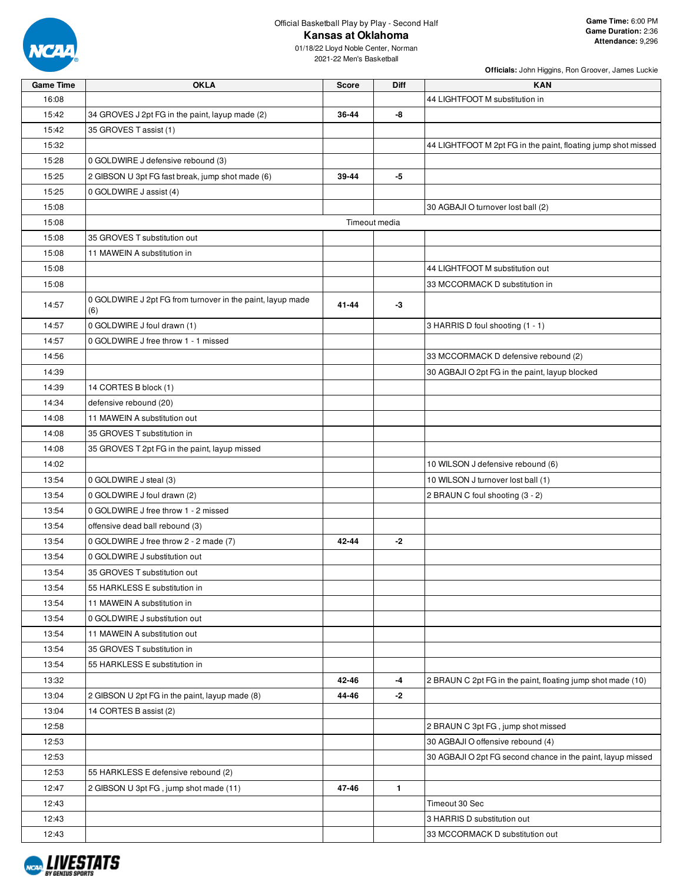Official Basketball Play by Play - Second Half

# Kansas at Oklahoma

01/18/22 Lloyd Noble Center, Norman
2021-22 Men's Basketball

**Game Time:** 6:00 PM
**Game Duration:** 2:36
**Attendance:** 9,296

**Officials:** John Higgins, Ron Groover, James Luckie

| Game Time | OKLA | Score | Diff | KAN |
|---|---|---|---|---|
| 16:08 | | | | 44 LIGHTFOOT M substitution in |
| 15:42 | 34 GROVES J 2pt FG in the paint, layup made (2) | 36-44 | -8 | |
| 15:42 | 35 GROVES T assist (1) | | | |
| 15:32 | | | | 44 LIGHTFOOT M 2pt FG in the paint, floating jump shot missed |
| 15:28 | 0 GOLDWIRE J defensive rebound (3) | | | |
| 15:25 | 2 GIBSON U 3pt FG fast break, jump shot made (6) | 39-44 | -5 | |
| 15:25 | 0 GOLDWIRE J assist (4) | | | |
| 15:08 | | | | 30 AGBAJI O turnover lost ball (2) |
| 15:08 | | Timeout media | | |
| 15:08 | 35 GROVES T substitution out | | | |
| 15:08 | 11 MAWEIN A substitution in | | | |
| 15:08 | | | | 44 LIGHTFOOT M substitution out |
| 15:08 | | | | 33 MCCORMACK D substitution in |
| 14:57 | 0 GOLDWIRE J 2pt FG from turnover in the paint, layup made (6) | 41-44 | -3 | |
| 14:57 | 0 GOLDWIRE J foul drawn (1) | | | 3 HARRIS D foul shooting (1 - 1) |
| 14:57 | 0 GOLDWIRE J free throw 1 - 1 missed | | | |
| 14:56 | | | | 33 MCCORMACK D defensive rebound (2) |
| 14:39 | | | | 30 AGBAJI O 2pt FG in the paint, layup blocked |
| 14:39 | 14 CORTES B block (1) | | | |
| 14:34 | defensive rebound (20) | | | |
| 14:08 | 11 MAWEIN A substitution out | | | |
| 14:08 | 35 GROVES T substitution in | | | |
| 14:08 | 35 GROVES T 2pt FG in the paint, layup missed | | | |
| 14:02 | | | | 10 WILSON J defensive rebound (6) |
| 13:54 | 0 GOLDWIRE J steal (3) | | | 10 WILSON J turnover lost ball (1) |
| 13:54 | 0 GOLDWIRE J foul drawn (2) | | | 2 BRAUN C foul shooting (3 - 2) |
| 13:54 | 0 GOLDWIRE J free throw 1 - 2 missed | | | |
| 13:54 | offensive dead ball rebound (3) | | | |
| 13:54 | 0 GOLDWIRE J free throw 2 - 2 made (7) | 42-44 | -2 | |
| 13:54 | 0 GOLDWIRE J substitution out | | | |
| 13:54 | 35 GROVES T substitution out | | | |
| 13:54 | 55 HARKLESS E substitution in | | | |
| 13:54 | 11 MAWEIN A substitution in | | | |
| 13:54 | 0 GOLDWIRE J substitution out | | | |
| 13:54 | 11 MAWEIN A substitution out | | | |
| 13:54 | 35 GROVES T substitution in | | | |
| 13:54 | 55 HARKLESS E substitution in | | | |
| 13:32 | | 42-46 | -4 | 2 BRAUN C 2pt FG in the paint, floating jump shot made (10) |
| 13:04 | 2 GIBSON U 2pt FG in the paint, layup made (8) | 44-46 | -2 | |
| 13:04 | 14 CORTES B assist (2) | | | |
| 12:58 | | | | 2 BRAUN C 3pt FG , jump shot missed |
| 12:53 | | | | 30 AGBAJI O offensive rebound (4) |
| 12:53 | | | | 30 AGBAJI O 2pt FG second chance in the paint, layup missed |
| 12:53 | 55 HARKLESS E defensive rebound (2) | | | |
| 12:47 | 2 GIBSON U 3pt FG , jump shot made (11) | 47-46 | 1 | |
| 12:43 | | | | Timeout 30 Sec |
| 12:43 | | | | 3 HARRIS D substitution out |
| 12:43 | | | | 33 MCCORMACK D substitution out |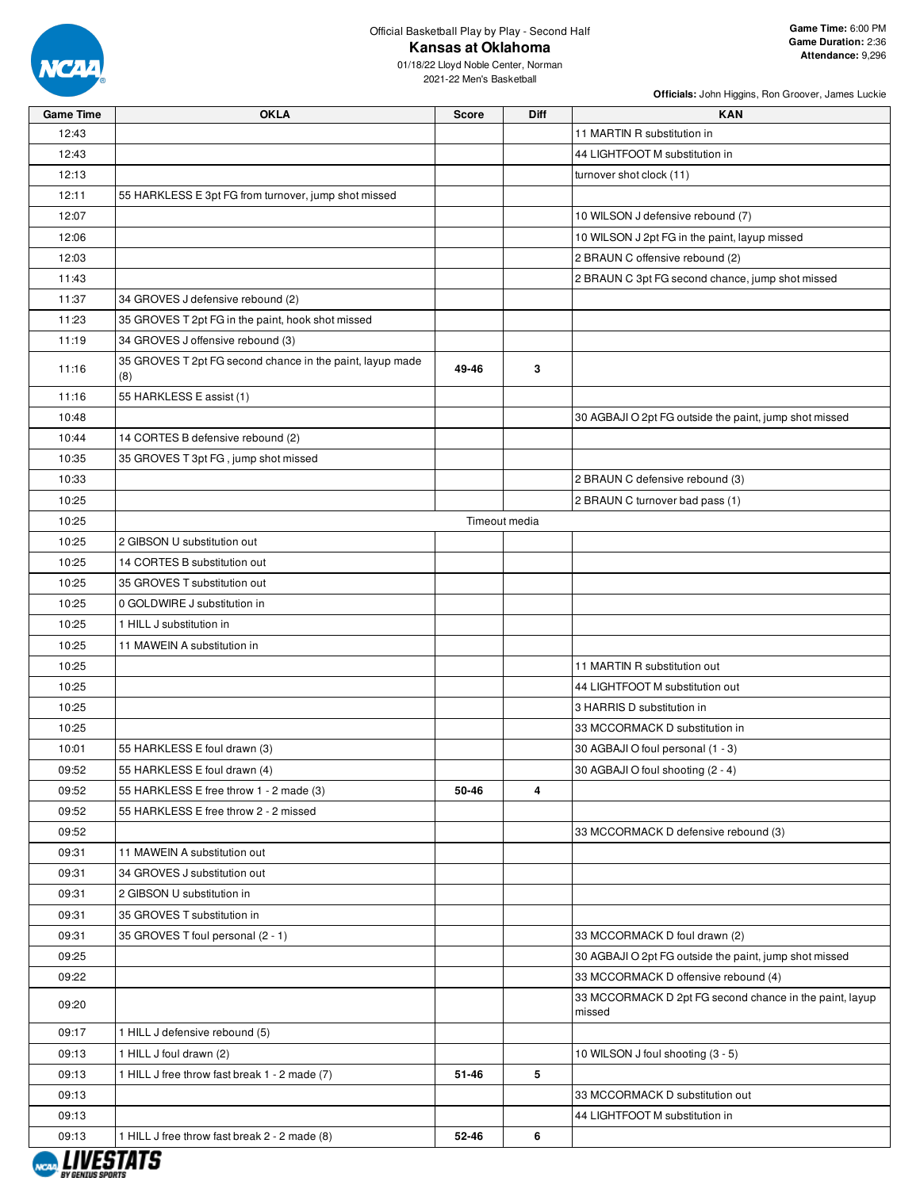Official Basketball Play by Play - Second Half

# Kansas at Oklahoma

01/18/22 Lloyd Noble Center, Norman
2021-22 Men's Basketball

**Game Time:** 6:00 PM
**Game Duration:** 2:36
**Attendance:** 9,296

**Officials:** John Higgins, Ron Groover, James Luckie

| Game Time | OKLA | Score | Diff | KAN |
|---|---|---|---|---|
| 12:43 | | | | 11 MARTIN R substitution in |
| 12:43 | | | | 44 LIGHTFOOT M substitution in |
| 12:13 | | | | turnover shot clock (11) |
| 12:11 | 55 HARKLESS E 3pt FG from turnover, jump shot missed | | | |
| 12:07 | | | | 10 WILSON J defensive rebound (7) |
| 12:06 | | | | 10 WILSON J 2pt FG in the paint, layup missed |
| 12:03 | | | | 2 BRAUN C offensive rebound (2) |
| 11:43 | | | | 2 BRAUN C 3pt FG second chance, jump shot missed |
| 11:37 | 34 GROVES J defensive rebound (2) | | | |
| 11:23 | 35 GROVES T 2pt FG in the paint, hook shot missed | | | |
| 11:19 | 34 GROVES J offensive rebound (3) | | | |
| 11:16 | 35 GROVES T 2pt FG second chance in the paint, layup made (8) | 49-46 | 3 | |
| 11:16 | 55 HARKLESS E assist (1) | | | |
| 10:48 | | | | 30 AGBAJI O 2pt FG outside the paint, jump shot missed |
| 10:44 | 14 CORTES B defensive rebound (2) | | | |
| 10:35 | 35 GROVES T 3pt FG , jump shot missed | | | |
| 10:33 | | | | 2 BRAUN C defensive rebound (3) |
| 10:25 | | | | 2 BRAUN C turnover bad pass (1) |
| 10:25 | Timeout media | | | |
| 10:25 | 2 GIBSON U substitution out | | | |
| 10:25 | 14 CORTES B substitution out | | | |
| 10:25 | 35 GROVES T substitution out | | | |
| 10:25 | 0 GOLDWIRE J substitution in | | | |
| 10:25 | 1 HILL J substitution in | | | |
| 10:25 | 11 MAWEIN A substitution in | | | |
| 10:25 | | | | 11 MARTIN R substitution out |
| 10:25 | | | | 44 LIGHTFOOT M substitution out |
| 10:25 | | | | 3 HARRIS D substitution in |
| 10:25 | | | | 33 MCCORMACK D substitution in |
| 10:01 | 55 HARKLESS E foul drawn (3) | | | 30 AGBAJI O foul personal (1 - 3) |
| 09:52 | 55 HARKLESS E foul drawn (4) | | | 30 AGBAJI O foul shooting (2 - 4) |
| 09:52 | 55 HARKLESS E free throw 1 - 2 made (3) | 50-46 | 4 | |
| 09:52 | 55 HARKLESS E free throw 2 - 2 missed | | | |
| 09:52 | | | | 33 MCCORMACK D defensive rebound (3) |
| 09:31 | 11 MAWEIN A substitution out | | | |
| 09:31 | 34 GROVES J substitution out | | | |
| 09:31 | 2 GIBSON U substitution in | | | |
| 09:31 | 35 GROVES T substitution in | | | |
| 09:31 | 35 GROVES T foul personal (2 - 1) | | | 33 MCCORMACK D foul drawn (2) |
| 09:25 | | | | 30 AGBAJI O 2pt FG outside the paint, jump shot missed |
| 09:22 | | | | 33 MCCORMACK D offensive rebound (4) |
| 09:20 | | | | 33 MCCORMACK D 2pt FG second chance in the paint, layup missed |
| 09:17 | 1 HILL J defensive rebound (5) | | | |
| 09:13 | 1 HILL J foul drawn (2) | | | 10 WILSON J foul shooting (3 - 5) |
| 09:13 | 1 HILL J free throw fast break 1 - 2 made (7) | 51-46 | 5 | |
| 09:13 | | | | 33 MCCORMACK D substitution out |
| 09:13 | | | | 44 LIGHTFOOT M substitution in |
| 09:13 | 1 HILL J free throw fast break 2 - 2 made (8) | 52-46 | 6 | |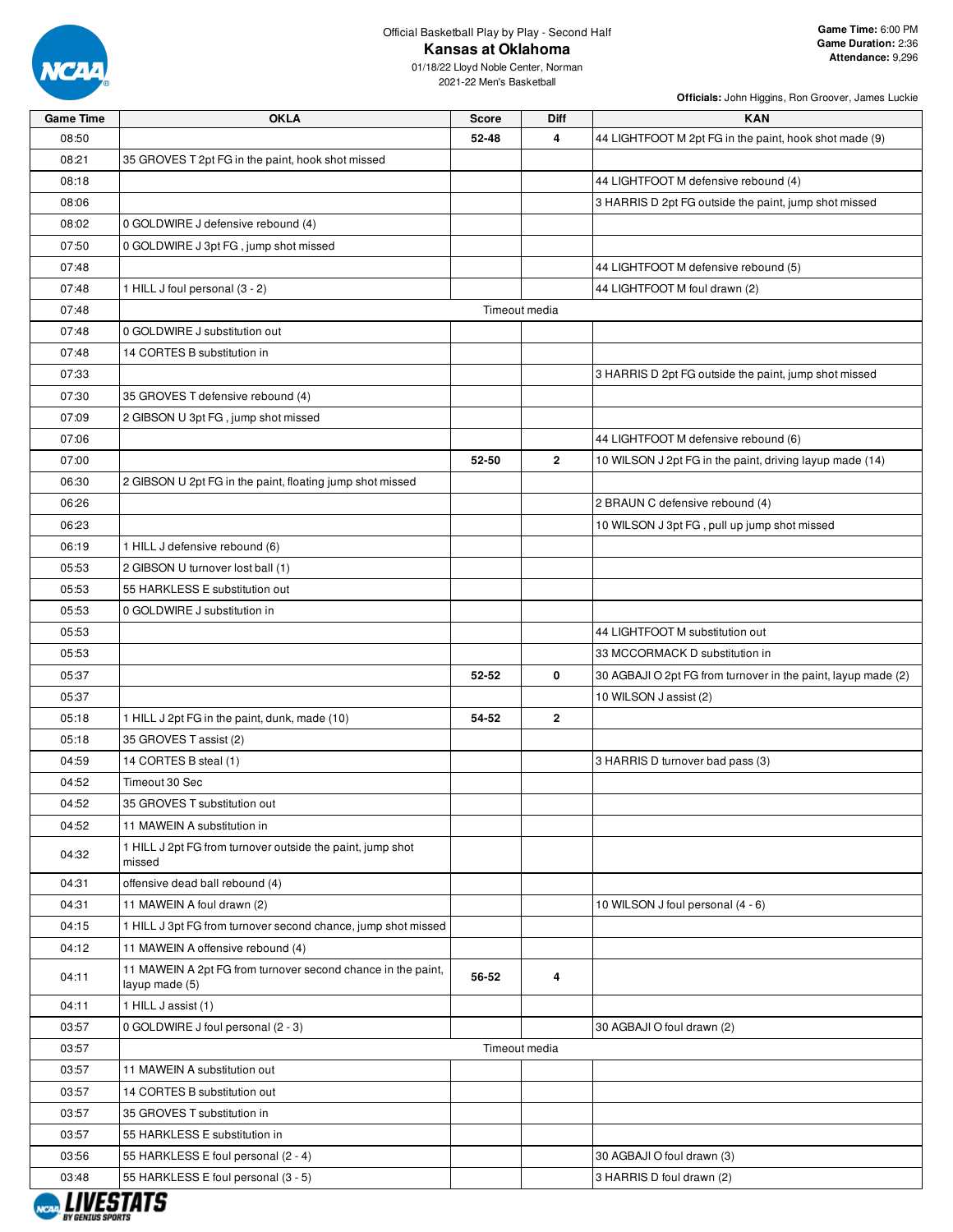Official Basketball Play by Play - Second Half

# Kansas at Oklahoma

01/18/22 Lloyd Noble Center, Norman
2021-22 Men's Basketball

**Game Time:** 6:00 PM
**Game Duration:** 2:36
**Attendance:** 9,296

**Officials:** John Higgins, Ron Groover, James Luckie

| Game Time | OKLA | Score | Diff | KAN |
|---|---|---|---|---|
| 08:50 | | 52-48 | 4 | 44 LIGHTFOOT M 2pt FG in the paint, hook shot made (9) |
| 08:21 | 35 GROVES T 2pt FG in the paint, hook shot missed | | | |
| 08:18 | | | | 44 LIGHTFOOT M defensive rebound (4) |
| 08:06 | | | | 3 HARRIS D 2pt FG outside the paint, jump shot missed |
| 08:02 | 0 GOLDWIRE J defensive rebound (4) | | | |
| 07:50 | 0 GOLDWIRE J 3pt FG , jump shot missed | | | |
| 07:48 | | | | 44 LIGHTFOOT M defensive rebound (5) |
| 07:48 | 1 HILL J foul personal (3 - 2) | | | 44 LIGHTFOOT M foul drawn (2) |
| 07:48 | Timeout media | | | |
| 07:48 | 0 GOLDWIRE J substitution out | | | |
| 07:48 | 14 CORTES B substitution in | | | |
| 07:33 | | | | 3 HARRIS D 2pt FG outside the paint, jump shot missed |
| 07:30 | 35 GROVES T defensive rebound (4) | | | |
| 07:09 | 2 GIBSON U 3pt FG , jump shot missed | | | |
| 07:06 | | | | 44 LIGHTFOOT M defensive rebound (6) |
| 07:00 | | 52-50 | 2 | 10 WILSON J 2pt FG in the paint, driving layup made (14) |
| 06:30 | 2 GIBSON U 2pt FG in the paint, floating jump shot missed | | | |
| 06:26 | | | | 2 BRAUN C defensive rebound (4) |
| 06:23 | | | | 10 WILSON J 3pt FG , pull up jump shot missed |
| 06:19 | 1 HILL J defensive rebound (6) | | | |
| 05:53 | 2 GIBSON U turnover lost ball (1) | | | |
| 05:53 | 55 HARKLESS E substitution out | | | |
| 05:53 | 0 GOLDWIRE J substitution in | | | |
| 05:53 | | | | 44 LIGHTFOOT M substitution out |
| 05:53 | | | | 33 MCCORMACK D substitution in |
| 05:37 | | 52-52 | 0 | 30 AGBAJI O 2pt FG from turnover in the paint, layup made (2) |
| 05:37 | | | | 10 WILSON J assist (2) |
| 05:18 | 1 HILL J 2pt FG in the paint, dunk, made (10) | 54-52 | 2 | |
| 05:18 | 35 GROVES T assist (2) | | | |
| 04:59 | 14 CORTES B steal (1) | | | 3 HARRIS D turnover bad pass (3) |
| 04:52 | Timeout 30 Sec | | | |
| 04:52 | 35 GROVES T substitution out | | | |
| 04:52 | 11 MAWEIN A substitution in | | | |
| 04:32 | 1 HILL J 2pt FG from turnover outside the paint, jump shot missed | | | |
| 04:31 | offensive dead ball rebound (4) | | | |
| 04:31 | 11 MAWEIN A foul drawn (2) | | | 10 WILSON J foul personal (4 - 6) |
| 04:15 | 1 HILL J 3pt FG from turnover second chance, jump shot missed | | | |
| 04:12 | 11 MAWEIN A offensive rebound (4) | | | |
| 04:11 | 11 MAWEIN A 2pt FG from turnover second chance in the paint, layup made (5) | 56-52 | 4 | |
| 04:11 | 1 HILL J assist (1) | | | |
| 03:57 | 0 GOLDWIRE J foul personal (2 - 3) | | | 30 AGBAJI O foul drawn (2) |
| 03:57 | Timeout media | | | |
| 03:57 | 11 MAWEIN A substitution out | | | |
| 03:57 | 14 CORTES B substitution out | | | |
| 03:57 | 35 GROVES T substitution in | | | |
| 03:57 | 55 HARKLESS E substitution in | | | |
| 03:56 | 55 HARKLESS E foul personal (2 - 4) | | | 30 AGBAJI O foul drawn (3) |
| 03:48 | 55 HARKLESS E foul personal (3 - 5) | | | 3 HARRIS D foul drawn (2) |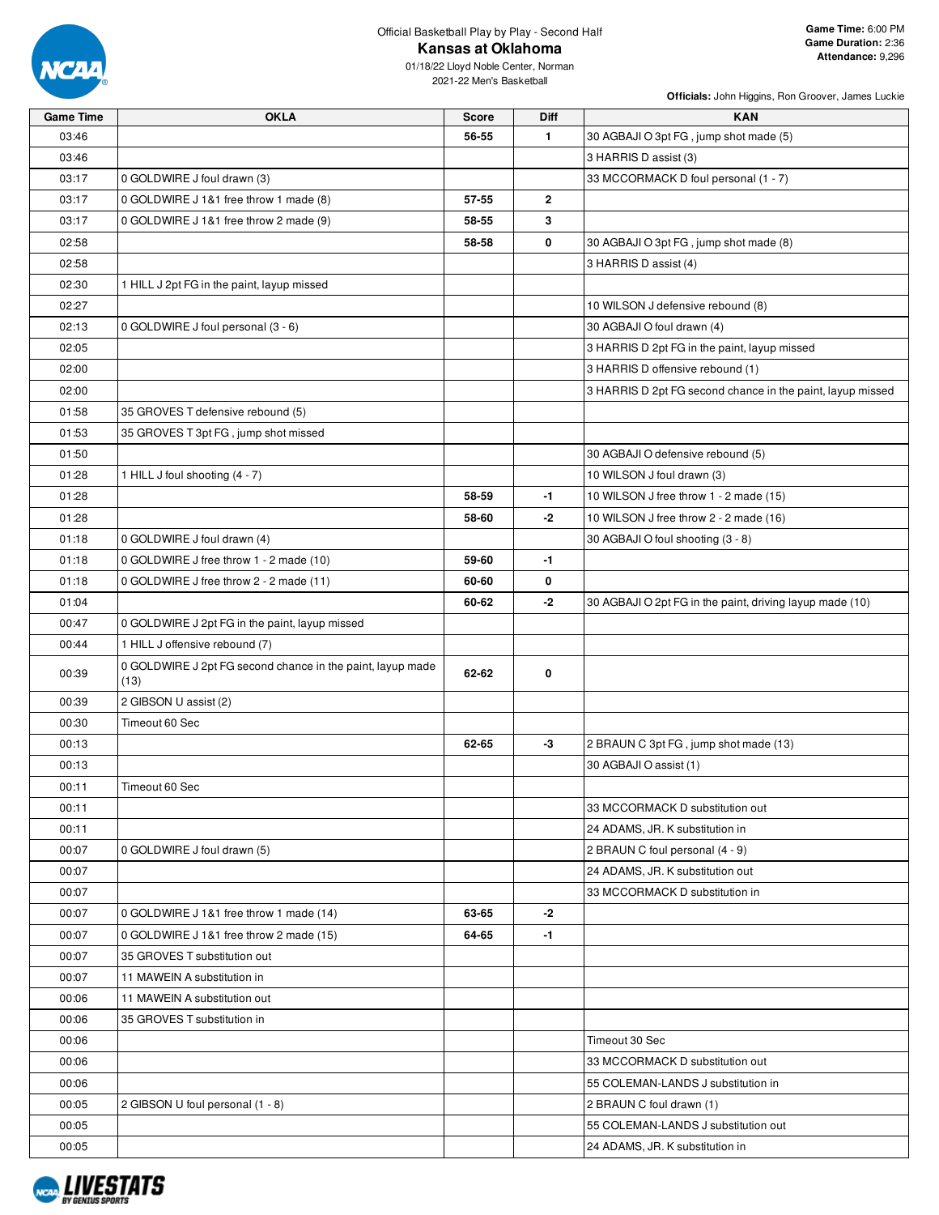Official Basketball Play by Play - Second Half

# Kansas at Oklahoma

01/18/22 Lloyd Noble Center, Norman
2021-22 Men's Basketball

**Game Time:** 6:00 PM
**Game Duration:** 2:36
**Attendance:** 9,296

**Officials:** John Higgins, Ron Groover, James Luckie

| Game Time | OKLA | Score | Diff | KAN |
|---|---|---|---|---|
| 03:46 | | 56-55 | 1 | 30 AGBAJI O 3pt FG , jump shot made (5) |
| 03:46 | | | | 3 HARRIS D assist (3) |
| 03:17 | 0 GOLDWIRE J foul drawn (3) | | | 33 MCCORMACK D foul personal (1 - 7) |
| 03:17 | 0 GOLDWIRE J 1&1 free throw 1 made (8) | 57-55 | 2 | |
| 03:17 | 0 GOLDWIRE J 1&1 free throw 2 made (9) | 58-55 | 3 | |
| 02:58 | | 58-58 | 0 | 30 AGBAJI O 3pt FG , jump shot made (8) |
| 02:58 | | | | 3 HARRIS D assist (4) |
| 02:30 | 1 HILL J 2pt FG in the paint, layup missed | | | |
| 02:27 | | | | 10 WILSON J defensive rebound (8) |
| 02:13 | 0 GOLDWIRE J foul personal (3 - 6) | | | 30 AGBAJI O foul drawn (4) |
| 02:05 | | | | 3 HARRIS D 2pt FG in the paint, layup missed |
| 02:00 | | | | 3 HARRIS D offensive rebound (1) |
| 02:00 | | | | 3 HARRIS D 2pt FG second chance in the paint, layup missed |
| 01:58 | 35 GROVES T defensive rebound (5) | | | |
| 01:53 | 35 GROVES T 3pt FG , jump shot missed | | | |
| 01:50 | | | | 30 AGBAJI O defensive rebound (5) |
| 01:28 | 1 HILL J foul shooting (4 - 7) | | | 10 WILSON J foul drawn (3) |
| 01:28 | | 58-59 | -1 | 10 WILSON J free throw 1 - 2 made (15) |
| 01:28 | | 58-60 | -2 | 10 WILSON J free throw 2 - 2 made (16) |
| 01:18 | 0 GOLDWIRE J foul drawn (4) | | | 30 AGBAJI O foul shooting (3 - 8) |
| 01:18 | 0 GOLDWIRE J free throw 1 - 2 made (10) | 59-60 | -1 | |
| 01:18 | 0 GOLDWIRE J free throw 2 - 2 made (11) | 60-60 | 0 | |
| 01:04 | | 60-62 | -2 | 30 AGBAJI O 2pt FG in the paint, driving layup made (10) |
| 00:47 | 0 GOLDWIRE J 2pt FG in the paint, layup missed | | | |
| 00:44 | 1 HILL J offensive rebound (7) | | | |
| 00:39 | 0 GOLDWIRE J 2pt FG second chance in the paint, layup made (13) | 62-62 | 0 | |
| 00:39 | 2 GIBSON U assist (2) | | | |
| 00:30 | Timeout 60 Sec | | | |
| 00:13 | | 62-65 | -3 | 2 BRAUN C 3pt FG , jump shot made (13) |
| 00:13 | | | | 30 AGBAJI O assist (1) |
| 00:11 | Timeout 60 Sec | | | |
| 00:11 | | | | 33 MCCORMACK D substitution out |
| 00:11 | | | | 24 ADAMS, JR. K substitution in |
| 00:07 | 0 GOLDWIRE J foul drawn (5) | | | 2 BRAUN C foul personal (4 - 9) |
| 00:07 | | | | 24 ADAMS, JR. K substitution out |
| 00:07 | | | | 33 MCCORMACK D substitution in |
| 00:07 | 0 GOLDWIRE J 1&1 free throw 1 made (14) | 63-65 | -2 | |
| 00:07 | 0 GOLDWIRE J 1&1 free throw 2 made (15) | 64-65 | -1 | |
| 00:07 | 35 GROVES T substitution out | | | |
| 00:07 | 11 MAWEIN A substitution in | | | |
| 00:06 | 11 MAWEIN A substitution out | | | |
| 00:06 | 35 GROVES T substitution in | | | |
| 00:06 | | | | Timeout 30 Sec |
| 00:06 | | | | 33 MCCORMACK D substitution out |
| 00:06 | | | | 55 COLEMAN-LANDS J substitution in |
| 00:05 | 2 GIBSON U foul personal (1 - 8) | | | 2 BRAUN C foul drawn (1) |
| 00:05 | | | | 55 COLEMAN-LANDS J substitution out |
| 00:05 | | | | 24 ADAMS, JR. K substitution in |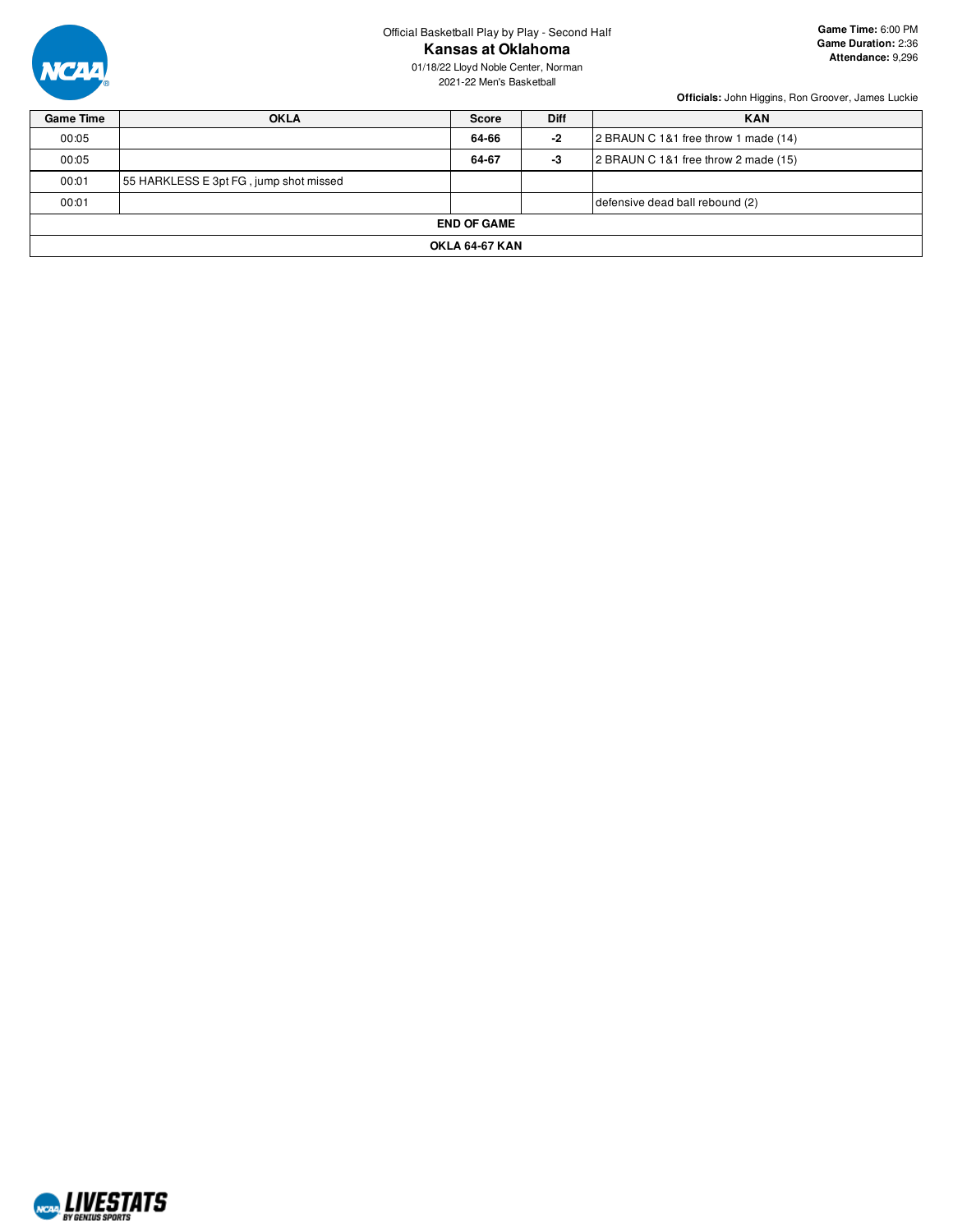Official Basketball Play by Play - Second Half

# Kansas at Oklahoma

01/18/22 Lloyd Noble Center, Norman

2021-22 Men's Basketball

**Game Time:** 6:00 PM
**Game Duration:** 2:36
**Attendance:** 9,296

**Officials:** John Higgins, Ron Groover, James Luckie

| Game Time | OKLA | Score | Diff | KAN |
|---|---|---|---|---|
| 00:05 | | **64-66** | **-2** | 2 BRAUN C 1&1 free throw 1 made (14) |
| 00:05 | | **64-67** | **-3** | 2 BRAUN C 1&1 free throw 2 made (15) |
| 00:01 | 55 HARKLESS E 3pt FG , jump shot missed | | | |
| 00:01 | | | | defensive dead ball rebound (2) |
| **END OF GAME** | | | | |
| **OKLA 64-67 KAN** | | | | |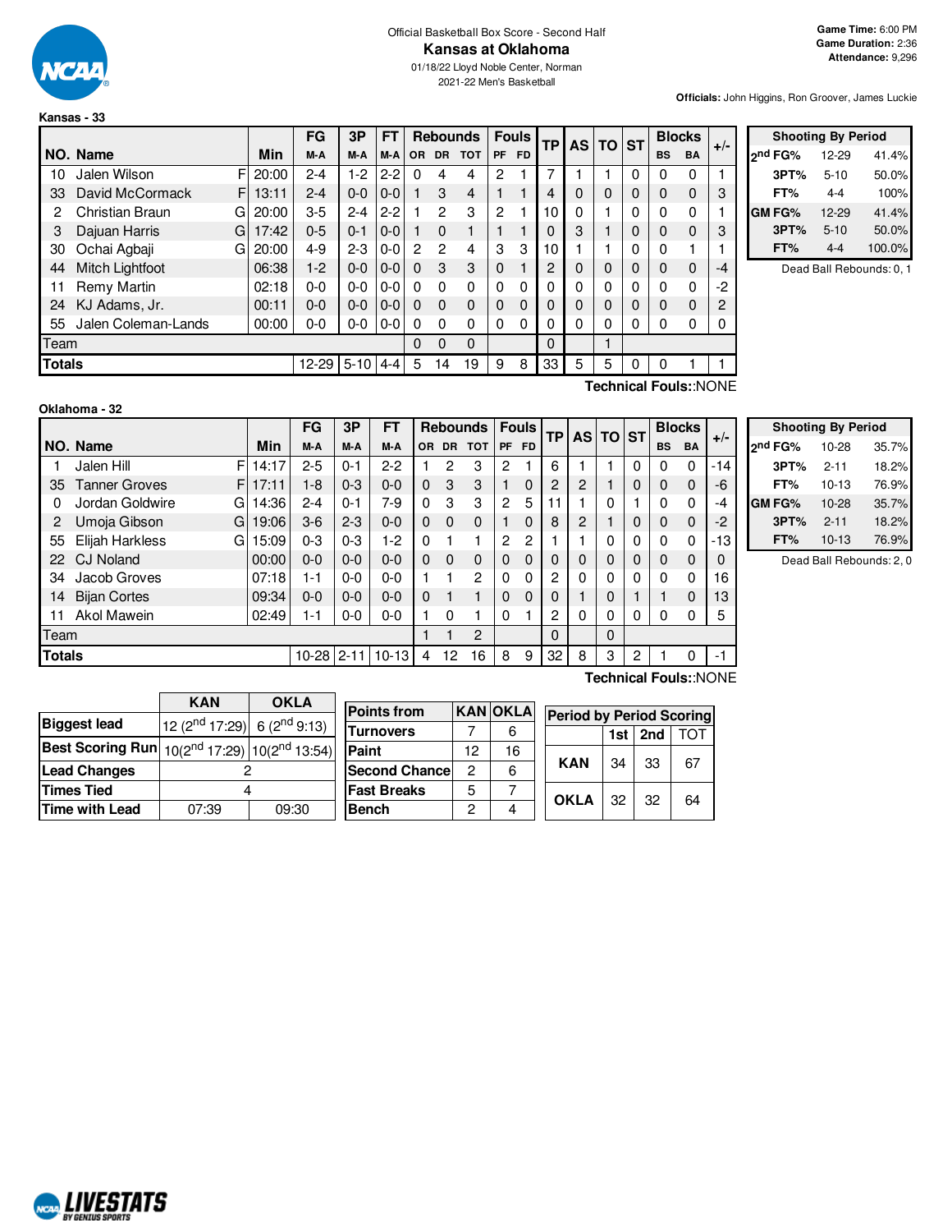Official Basketball Box Score - Second Half

# Kansas at Oklahoma

01/18/22 Lloyd Noble Center, Norman

2021-22 Men's Basketball

**Game Time:** 6:00 PM
**Game Duration:** 2:36
**Attendance:** 9,296

**Officials:** John Higgins, Ron Groover, James Luckie

## Kansas - 33

| NO. | Name | | Min | FG M-A | 3P M-A | FT M-A | OR | DR | TOT | PF | FD | TP | AS | TO | ST | BS | BA | +/- |
|---|---|---|---|---|---|---|---|---|---|---|---|---|---|---|---|---|---|---|
| 10 | Jalen Wilson | F | 20:00 | 2-4 | 1-2 | 2-2 | 0 | 4 | 4 | 2 | 1 | 7 | 1 | 1 | 0 | 0 | 0 | 1 |
| 33 | David McCormack | F | 13:11 | 2-4 | 0-0 | 0-0 | 1 | 3 | 4 | 1 | 1 | 4 | 0 | 0 | 0 | 0 | 0 | 3 |
| 2 | Christian Braun | G | 20:00 | 3-5 | 2-4 | 2-2 | 1 | 2 | 3 | 2 | 1 | 10 | 0 | 1 | 0 | 0 | 0 | 1 |
| 3 | Dajuan Harris | G | 17:42 | 0-5 | 0-1 | 0-0 | 1 | 0 | 1 | 1 | 1 | 0 | 3 | 1 | 0 | 0 | 0 | 3 |
| 30 | Ochai Agbaji | G | 20:00 | 4-9 | 2-3 | 0-0 | 2 | 2 | 4 | 3 | 3 | 10 | 1 | 1 | 0 | 0 | 1 | 1 |
| 44 | Mitch Lightfoot | | 06:38 | 1-2 | 0-0 | 0-0 | 0 | 3 | 3 | 0 | 1 | 2 | 0 | 0 | 0 | 0 | 0 | -4 |
| 11 | Remy Martin | | 02:18 | 0-0 | 0-0 | 0-0 | 0 | 0 | 0 | 0 | 0 | 0 | 0 | 0 | 0 | 0 | 0 | -2 |
| 24 | KJ Adams, Jr. | | 00:11 | 0-0 | 0-0 | 0-0 | 0 | 0 | 0 | 0 | 0 | 0 | 0 | 0 | 0 | 0 | 0 | 2 |
| 55 | Jalen Coleman-Lands | | 00:00 | 0-0 | 0-0 | 0-0 | 0 | 0 | 0 | 0 | 0 | 0 | 0 | 0 | 0 | 0 | 0 | 0 |
| | Team | | | | | | 0 | 0 | 0 | | | 0 | | 1 | | | | |
| | **Totals** | | | 12-29 | 5-10 | 4-4 | 5 | 14 | 19 | 9 | 8 | 33 | 5 | 5 | 0 | 0 | 1 | 1 |

Technical Fouls::NONE

| Shooting By Period | | |
|---|---|---|
| 2nd FG% | 12-29 | 41.4% |
| 3PT% | 5-10 | 50.0% |
| FT% | 4-4 | 100% |
| GM FG% | 12-29 | 41.4% |
| 3PT% | 5-10 | 50.0% |
| FT% | 4-4 | 100.0% |

Dead Ball Rebounds: 0, 1

## Oklahoma - 32

| NO. | Name | | Min | FG M-A | 3P M-A | FT M-A | OR | DR | TOT | PF | FD | TP | AS | TO | ST | BS | BA | +/- |
|---|---|---|---|---|---|---|---|---|---|---|---|---|---|---|---|---|---|---|
| 1 | Jalen Hill | F | 14:17 | 2-5 | 0-1 | 2-2 | 1 | 2 | 3 | 2 | 1 | 6 | 1 | 1 | 0 | 0 | 0 | -14 |
| 35 | Tanner Groves | F | 17:11 | 1-8 | 0-3 | 0-0 | 0 | 3 | 3 | 1 | 0 | 2 | 2 | 1 | 0 | 0 | 0 | -6 |
| 0 | Jordan Goldwire | G | 14:36 | 2-4 | 0-1 | 7-9 | 0 | 3 | 3 | 2 | 5 | 11 | 1 | 0 | 1 | 0 | 0 | -4 |
| 2 | Umoja Gibson | G | 19:06 | 3-6 | 2-3 | 0-0 | 0 | 0 | 0 | 1 | 0 | 8 | 2 | 1 | 0 | 0 | 0 | -2 |
| 55 | Elijah Harkless | G | 15:09 | 0-3 | 0-3 | 1-2 | 0 | 1 | 1 | 2 | 2 | 1 | 1 | 0 | 0 | 0 | 0 | -13 |
| 22 | CJ Noland | | 00:00 | 0-0 | 0-0 | 0-0 | 0 | 0 | 0 | 0 | 0 | 0 | 0 | 0 | 0 | 0 | 0 | 0 |
| 34 | Jacob Groves | | 07:18 | 1-1 | 0-0 | 0-0 | 1 | 1 | 2 | 0 | 0 | 2 | 0 | 0 | 0 | 0 | 0 | 16 |
| 14 | Bijan Cortes | | 09:34 | 0-0 | 0-0 | 0-0 | 0 | 1 | 1 | 0 | 0 | 0 | 1 | 0 | 1 | 1 | 0 | 13 |
| 11 | Akol Mawein | | 02:49 | 1-1 | 0-0 | 0-0 | 1 | 0 | 1 | 0 | 1 | 2 | 0 | 0 | 0 | 0 | 0 | 5 |
| | Team | | | | | | 1 | 1 | 2 | | | 0 | | 0 | | | | |
| | **Totals** | | | 10-28 | 2-11 | 10-13 | 4 | 12 | 16 | 8 | 9 | 32 | 8 | 3 | 2 | 1 | 0 | -1 |

Technical Fouls::NONE

| Shooting By Period | | |
|---|---|---|
| 2nd FG% | 10-28 | 35.7% |
| 3PT% | 2-11 | 18.2% |
| FT% | 10-13 | 76.9% |
| GM FG% | 10-28 | 35.7% |
| 3PT% | 2-11 | 18.2% |
| FT% | 10-13 | 76.9% |

Dead Ball Rebounds: 2, 0

| | KAN | OKLA |
|---|---|---|
| Biggest lead | 12 (2nd 17:29) | 6 (2nd 9:13) |
| Best Scoring Run | 10(2nd 17:29) | 10(2nd 13:54) |
| Lead Changes | 2 | |
| Times Tied | 4 | |
| Time with Lead | 07:39 | 09:30 |

| Points from | KAN | OKLA |
|---|---|---|
| Turnovers | 7 | 6 |
| Paint | 12 | 16 |
| Second Chance | 2 | 6 |
| Fast Breaks | 5 | 7 |
| Bench | 2 | 4 |

| Period by Period Scoring | 1st | 2nd | TOT |
|---|---|---|---|
| KAN | 34 | 33 | 67 |
| OKLA | 32 | 32 | 64 |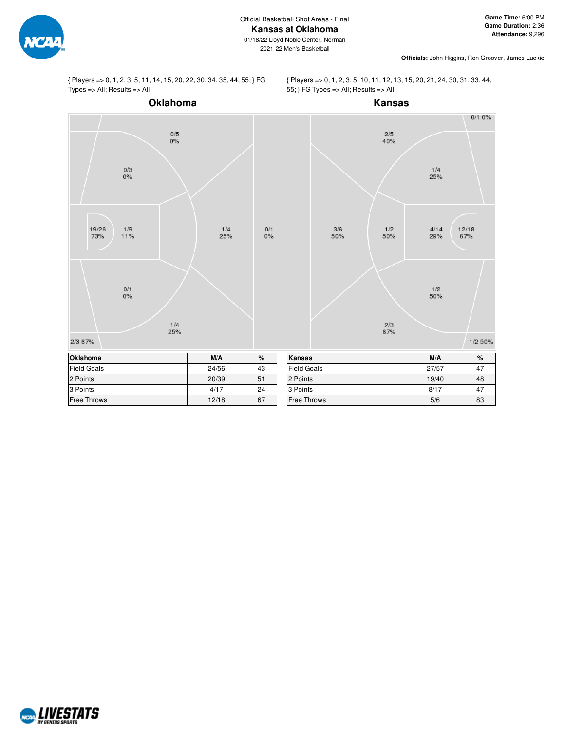Official Basketball Shot Areas - Final

# Kansas at Oklahoma

01/18/22 Lloyd Noble Center, Norman
2021-22 Men's Basketball

**Game Time:** 6:00 PM
**Game Duration:** 2:36
**Attendance:** 9,296

**Officials:** John Higgins, Ron Groover, James Luckie

{ Players => 0, 1, 2, 3, 5, 11, 14, 15, 20, 22, 30, 34, 35, 44, 55; } FG Types => All; Results => All;

## Oklahoma

0/5 0%
0/3 0%
19/26 73%
1/9 11%
1/4 25%
0/1 0%
0/1 0%
1/4 25%
2/3 67%

| Oklahoma | M/A | % |
|---|---|---|
| Field Goals | 24/56 | 43 |
| 2 Points | 20/39 | 51 |
| 3 Points | 4/17 | 24 |
| Free Throws | 12/18 | 67 |

{ Players => 0, 1, 2, 3, 5, 10, 11, 12, 13, 15, 20, 21, 24, 30, 31, 33, 44, 55; } FG Types => All; Results => All;

## Kansas

0/1 0%
2/5 40%
1/4 25%
3/6 50%
1/2 50%
4/14 29%
12/18 67%
1/2 50%
2/3 67%
1/2 50%

| Kansas | M/A | % |
|---|---|---|
| Field Goals | 27/57 | 47 |
| 2 Points | 19/40 | 48 |
| 3 Points | 8/17 | 47 |
| Free Throws | 5/6 | 83 |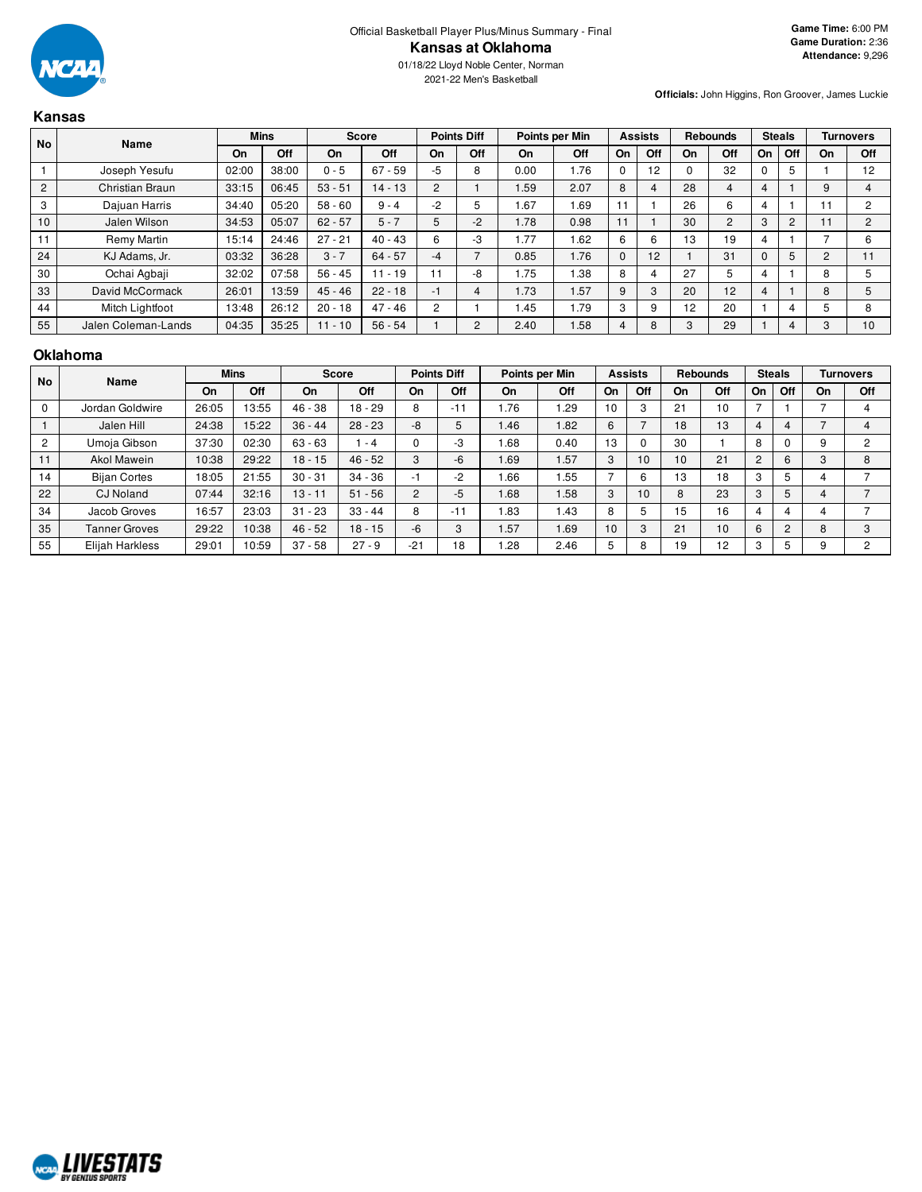Official Basketball Player Plus/Minus Summary - Final

# Kansas at Oklahoma

01/18/22 Lloyd Noble Center, Norman

2021-22 Men's Basketball

**Game Time:** 6:00 PM
**Game Duration:** 2:36
**Attendance:** 9,296

**Officials:** John Higgins, Ron Groover, James Luckie

## Kansas

| No | Name | Mins | | Score | | Points Diff | | Points per Min | | Assists | | Rebounds | | Steals | | Turnovers | |
|---|---|---|---|---|---|---|---|---|---|---|---|---|---|---|---|---|---|
| | | On | Off | On | Off | On | Off | On | Off | On | Off | On | Off | On | Off | On | Off |
| 1 | Joseph Yesufu | 02:00 | 38:00 | 0 - 5 | 67 - 59 | -5 | 8 | 0.00 | 1.76 | 0 | 12 | 0 | 32 | 0 | 5 | 1 | 12 |
| 2 | Christian Braun | 33:15 | 06:45 | 53 - 51 | 14 - 13 | 2 | 1 | 1.59 | 2.07 | 8 | 4 | 28 | 4 | 4 | 1 | 9 | 4 |
| 3 | Dajuan Harris | 34:40 | 05:20 | 58 - 60 | 9 - 4 | -2 | 5 | 1.67 | 1.69 | 11 | 1 | 26 | 6 | 4 | 1 | 11 | 2 |
| 10 | Jalen Wilson | 34:53 | 05:07 | 62 - 57 | 5 - 7 | 5 | -2 | 1.78 | 0.98 | 11 | 1 | 30 | 2 | 3 | 2 | 11 | 2 |
| 11 | Remy Martin | 15:14 | 24:46 | 27 - 21 | 40 - 43 | 6 | -3 | 1.77 | 1.62 | 6 | 6 | 13 | 19 | 4 | 1 | 7 | 6 |
| 24 | KJ Adams, Jr. | 03:32 | 36:28 | 3 - 7 | 64 - 57 | -4 | 7 | 0.85 | 1.76 | 0 | 12 | 1 | 31 | 0 | 5 | 2 | 11 |
| 30 | Ochai Agbaji | 32:02 | 07:58 | 56 - 45 | 11 - 19 | 11 | -8 | 1.75 | 1.38 | 8 | 4 | 27 | 5 | 4 | 1 | 8 | 5 |
| 33 | David McCormack | 26:01 | 13:59 | 45 - 46 | 22 - 18 | -1 | 4 | 1.73 | 1.57 | 9 | 3 | 20 | 12 | 4 | 1 | 8 | 5 |
| 44 | Mitch Lightfoot | 13:48 | 26:12 | 20 - 18 | 47 - 46 | 2 | 1 | 1.45 | 1.79 | 3 | 9 | 12 | 20 | 1 | 4 | 5 | 8 |
| 55 | Jalen Coleman-Lands | 04:35 | 35:25 | 11 - 10 | 56 - 54 | 1 | 2 | 2.40 | 1.58 | 4 | 8 | 3 | 29 | 1 | 4 | 3 | 10 |

## Oklahoma

| No | Name | Mins | | Score | | Points Diff | | Points per Min | | Assists | | Rebounds | | Steals | | Turnovers | |
|---|---|---|---|---|---|---|---|---|---|---|---|---|---|---|---|---|---|
| | | On | Off | On | Off | On | Off | On | Off | On | Off | On | Off | On | Off | On | Off |
| 0 | Jordan Goldwire | 26:05 | 13:55 | 46 - 38 | 18 - 29 | 8 | -11 | 1.76 | 1.29 | 10 | 3 | 21 | 10 | 7 | 1 | 7 | 4 |
| 1 | Jalen Hill | 24:38 | 15:22 | 36 - 44 | 28 - 23 | -8 | 5 | 1.46 | 1.82 | 6 | 7 | 18 | 13 | 4 | 4 | 7 | 4 |
| 2 | Umoja Gibson | 37:30 | 02:30 | 63 - 63 | 1 - 4 | 0 | -3 | 1.68 | 0.40 | 13 | 0 | 30 | 1 | 8 | 0 | 9 | 2 |
| 11 | Akol Mawein | 10:38 | 29:22 | 18 - 15 | 46 - 52 | 3 | -6 | 1.69 | 1.57 | 3 | 10 | 10 | 21 | 2 | 6 | 3 | 8 |
| 14 | Bijan Cortes | 18:05 | 21:55 | 30 - 31 | 34 - 36 | -1 | -2 | 1.66 | 1.55 | 7 | 6 | 13 | 18 | 3 | 5 | 4 | 7 |
| 22 | CJ Noland | 07:44 | 32:16 | 13 - 11 | 51 - 56 | 2 | -5 | 1.68 | 1.58 | 3 | 10 | 8 | 23 | 3 | 5 | 4 | 7 |
| 34 | Jacob Groves | 16:57 | 23:03 | 31 - 23 | 33 - 44 | 8 | -11 | 1.83 | 1.43 | 8 | 5 | 15 | 16 | 4 | 4 | 4 | 7 |
| 35 | Tanner Groves | 29:22 | 10:38 | 46 - 52 | 18 - 15 | -6 | 3 | 1.57 | 1.69 | 10 | 3 | 21 | 10 | 6 | 2 | 8 | 3 |
| 55 | Elijah Harkless | 29:01 | 10:59 | 37 - 58 | 27 - 9 | -21 | 18 | 1.28 | 2.46 | 5 | 8 | 19 | 12 | 3 | 5 | 9 | 2 |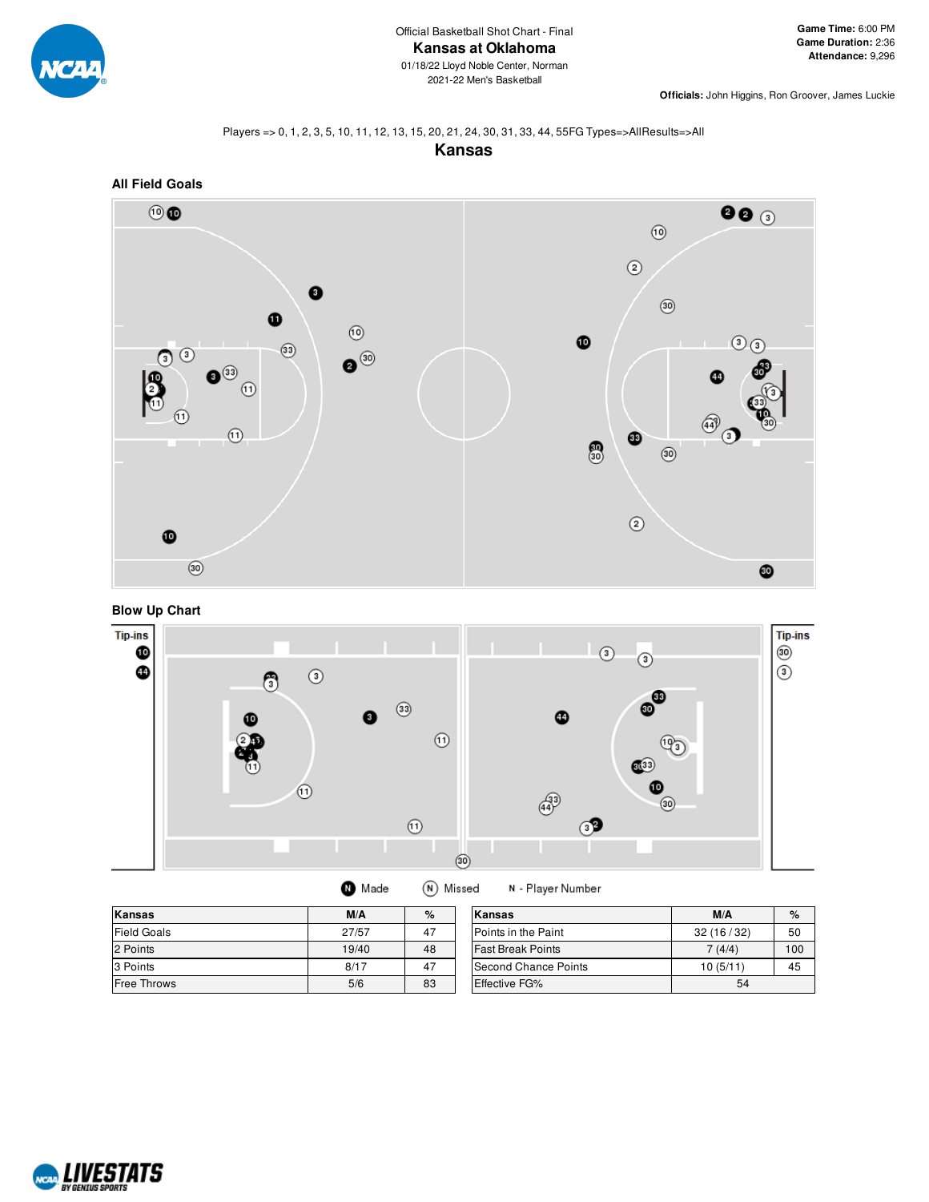Official Basketball Shot Chart - Final

# Kansas at Oklahoma

01/18/22 Lloyd Noble Center, Norman

2021-22 Men's Basketball

**Game Time:** 6:00 PM
**Game Duration:** 2:36
**Attendance:** 9,296

**Officials:** John Higgins, Ron Groover, James Luckie

Players => 0, 1, 2, 3, 5, 10, 11, 12, 13, 15, 20, 21, 24, 30, 31, 33, 44, 55FG Types=>AllResults=>All

## Kansas

### All Field Goals

### Blow Up Chart

Tip-ins

Made | Missed | N - Player Number

| Kansas | M/A | % |
|---|---|---|
| Field Goals | 27/57 | 47 |
| 2 Points | 19/40 | 48 |
| 3 Points | 8/17 | 47 |
| Free Throws | 5/6 | 83 |

| Kansas | M/A | % |
|---|---|---|
| Points in the Paint | 32 (16 / 32) | 50 |
| Fast Break Points | 7 (4/4) | 100 |
| Second Chance Points | 10 (5/11) | 45 |
| Effective FG% | 54 | |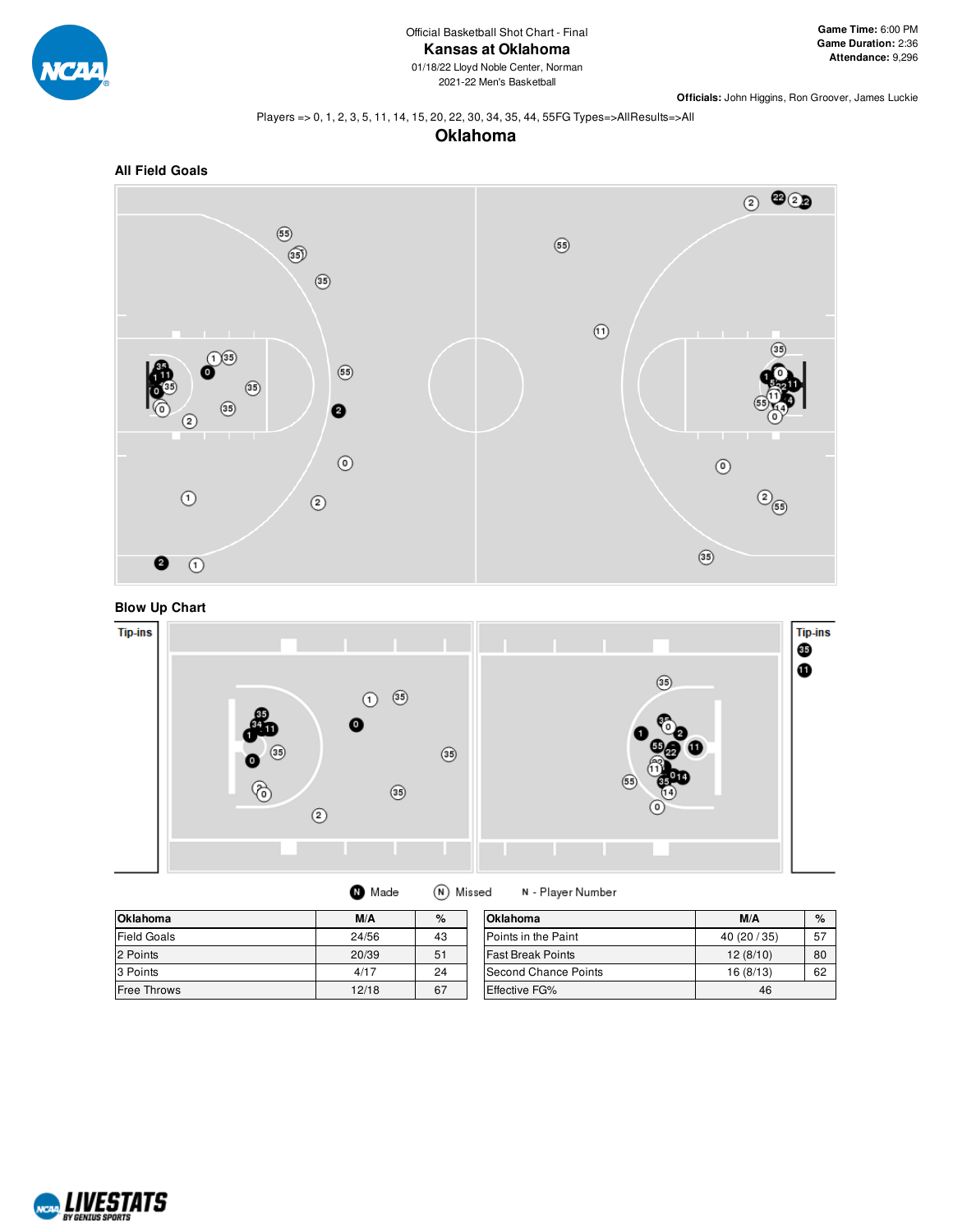Official Basketball Shot Chart - Final

# Kansas at Oklahoma

01/18/22 Lloyd Noble Center, Norman

2021-22 Men's Basketball

**Game Time:** 6:00 PM
**Game Duration:** 2:36
**Attendance:** 9,296

**Officials:** John Higgins, Ron Groover, James Luckie

Players => 0, 1, 2, 3, 5, 11, 14, 15, 20, 22, 30, 34, 35, 44, 55FG Types=>AllResults=>All

## Oklahoma

### All Field Goals

### Blow Up Chart

Tip-ins

Tip-ins

Made  Missed  N - Player Number

| Oklahoma | M/A | % |
|---|---|---|
| Field Goals | 24/56 | 43 |
| 2 Points | 20/39 | 51 |
| 3 Points | 4/17 | 24 |
| Free Throws | 12/18 | 67 |

| Oklahoma | M/A | % |
|---|---|---|
| Points in the Paint | 40 (20 / 35) | 57 |
| Fast Break Points | 12 (8/10) | 80 |
| Second Chance Points | 16 (8/13) | 62 |
| Effective FG% | 46 | |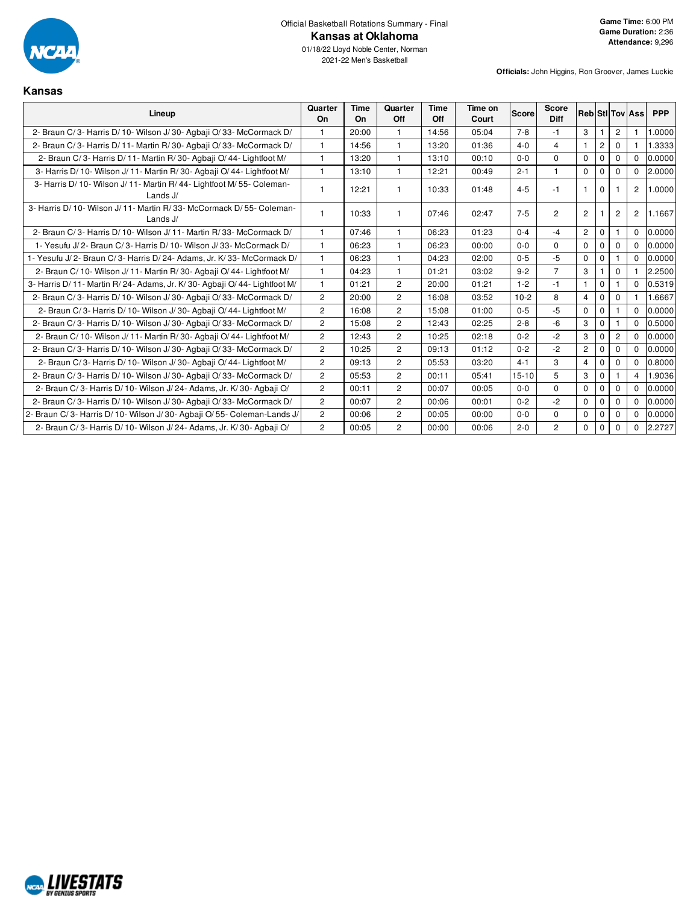Official Basketball Rotations Summary - Final

# Kansas at Oklahoma

01/18/22 Lloyd Noble Center, Norman

2021-22 Men's Basketball

**Game Time:** 6:00 PM
**Game Duration:** 2:36
**Attendance:** 9,296

**Officials:** John Higgins, Ron Groover, James Luckie

## Kansas

| Lineup | Quarter On | Time On | Quarter Off | Time Off | Time on Court | Score | Score Diff | Reb | Stl | Tov | Ass | PPP |
|---|---|---|---|---|---|---|---|---|---|---|---|---|
| 2- Braun C/ 3- Harris D/ 10- Wilson J/ 30- Agbaji O/ 33- McCormack D/ | 1 | 20:00 | 1 | 14:56 | 05:04 | 7-8 | -1 | 3 | 1 | 2 | 1 | 1.0000 |
| 2- Braun C/ 3- Harris D/ 11- Martin R/ 30- Agbaji O/ 33- McCormack D/ | 1 | 14:56 | 1 | 13:20 | 01:36 | 4-0 | 4 | 1 | 2 | 0 | 1 | 1.3333 |
| 2- Braun C/ 3- Harris D/ 11- Martin R/ 30- Agbaji O/ 44- Lightfoot M/ | 1 | 13:20 | 1 | 13:10 | 00:10 | 0-0 | 0 | 0 | 0 | 0 | 0 | 0.0000 |
| 3- Harris D/ 10- Wilson J/ 11- Martin R/ 30- Agbaji O/ 44- Lightfoot M/ | 1 | 13:10 | 1 | 12:21 | 00:49 | 2-1 | 1 | 0 | 0 | 0 | 0 | 2.0000 |
| 3- Harris D/ 10- Wilson J/ 11- Martin R/ 44- Lightfoot M/ 55- Coleman-Lands J/ | 1 | 12:21 | 1 | 10:33 | 01:48 | 4-5 | -1 | 1 | 0 | 1 | 2 | 1.0000 |
| 3- Harris D/ 10- Wilson J/ 11- Martin R/ 33- McCormack D/ 55- Coleman-Lands J/ | 1 | 10:33 | 1 | 07:46 | 02:47 | 7-5 | 2 | 2 | 1 | 2 | 2 | 1.1667 |
| 2- Braun C/ 3- Harris D/ 10- Wilson J/ 11- Martin R/ 33- McCormack D/ | 1 | 07:46 | 1 | 06:23 | 01:23 | 0-4 | -4 | 2 | 0 | 1 | 0 | 0.0000 |
| 1- Yesufu J/ 2- Braun C/ 3- Harris D/ 10- Wilson J/ 33- McCormack D/ | 1 | 06:23 | 1 | 06:23 | 00:00 | 0-0 | 0 | 0 | 0 | 0 | 0 | 0.0000 |
| 1- Yesufu J/ 2- Braun C/ 3- Harris D/ 24- Adams, Jr. K/ 33- McCormack D/ | 1 | 06:23 | 1 | 04:23 | 02:00 | 0-5 | -5 | 0 | 0 | 1 | 0 | 0.0000 |
| 2- Braun C/ 10- Wilson J/ 11- Martin R/ 30- Agbaji O/ 44- Lightfoot M/ | 1 | 04:23 | 1 | 01:21 | 03:02 | 9-2 | 7 | 3 | 1 | 0 | 1 | 2.2500 |
| 3- Harris D/ 11- Martin R/ 24- Adams, Jr. K/ 30- Agbaji O/ 44- Lightfoot M/ | 1 | 01:21 | 2 | 20:00 | 01:21 | 1-2 | -1 | 1 | 0 | 1 | 0 | 0.5319 |
| 2- Braun C/ 3- Harris D/ 10- Wilson J/ 30- Agbaji O/ 33- McCormack D/ | 2 | 20:00 | 2 | 16:08 | 03:52 | 10-2 | 8 | 4 | 0 | 0 | 1 | 1.6667 |
| 2- Braun C/ 3- Harris D/ 10- Wilson J/ 30- Agbaji O/ 44- Lightfoot M/ | 2 | 16:08 | 2 | 15:08 | 01:00 | 0-5 | -5 | 0 | 0 | 1 | 0 | 0.0000 |
| 2- Braun C/ 3- Harris D/ 10- Wilson J/ 30- Agbaji O/ 33- McCormack D/ | 2 | 15:08 | 2 | 12:43 | 02:25 | 2-8 | -6 | 3 | 0 | 1 | 0 | 0.5000 |
| 2- Braun C/ 10- Wilson J/ 11- Martin R/ 30- Agbaji O/ 44- Lightfoot M/ | 2 | 12:43 | 2 | 10:25 | 02:18 | 0-2 | -2 | 3 | 0 | 2 | 0 | 0.0000 |
| 2- Braun C/ 3- Harris D/ 10- Wilson J/ 30- Agbaji O/ 33- McCormack D/ | 2 | 10:25 | 2 | 09:13 | 01:12 | 0-2 | -2 | 2 | 0 | 0 | 0 | 0.0000 |
| 2- Braun C/ 3- Harris D/ 10- Wilson J/ 30- Agbaji O/ 44- Lightfoot M/ | 2 | 09:13 | 2 | 05:53 | 03:20 | 4-1 | 3 | 4 | 0 | 0 | 0 | 0.8000 |
| 2- Braun C/ 3- Harris D/ 10- Wilson J/ 30- Agbaji O/ 33- McCormack D/ | 2 | 05:53 | 2 | 00:11 | 05:41 | 15-10 | 5 | 3 | 0 | 1 | 4 | 1.9036 |
| 2- Braun C/ 3- Harris D/ 10- Wilson J/ 24- Adams, Jr. K/ 30- Agbaji O/ | 2 | 00:11 | 2 | 00:07 | 00:05 | 0-0 | 0 | 0 | 0 | 0 | 0 | 0.0000 |
| 2- Braun C/ 3- Harris D/ 10- Wilson J/ 30- Agbaji O/ 33- McCormack D/ | 2 | 00:07 | 2 | 00:06 | 00:01 | 0-2 | -2 | 0 | 0 | 0 | 0 | 0.0000 |
| 2- Braun C/ 3- Harris D/ 10- Wilson J/ 30- Agbaji O/ 55- Coleman-Lands J/ | 2 | 00:06 | 2 | 00:05 | 00:00 | 0-0 | 0 | 0 | 0 | 0 | 0 | 0.0000 |
| 2- Braun C/ 3- Harris D/ 10- Wilson J/ 24- Adams, Jr. K/ 30- Agbaji O/ | 2 | 00:05 | 2 | 00:00 | 00:06 | 2-0 | 2 | 0 | 0 | 0 | 0 | 2.2727 |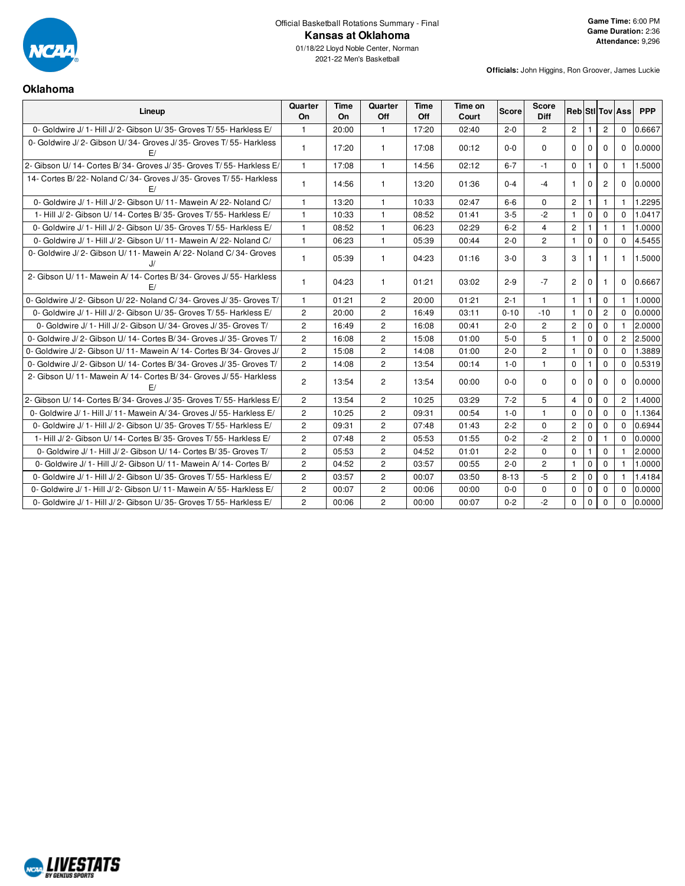Official Basketball Rotations Summary - Final

# Kansas at Oklahoma

01/18/22 Lloyd Noble Center, Norman

2021-22 Men's Basketball

**Game Time:** 6:00 PM
**Game Duration:** 2:36
**Attendance:** 9,296

**Officials:** John Higgins, Ron Groover, James Luckie

## Oklahoma

| Lineup | Quarter On | Time On | Quarter Off | Time Off | Time on Court | Score | Score Diff | Reb | Stl | Tov | Ass | PPP |
|---|---|---|---|---|---|---|---|---|---|---|---|---|
| 0- Goldwire J/ 1- Hill J/ 2- Gibson U/ 35- Groves T/ 55- Harkless E/ | 1 | 20:00 | 1 | 17:20 | 02:40 | 2-0 | 2 | 2 | 1 | 2 | 0 | 0.6667 |
| 0- Goldwire J/ 2- Gibson U/ 34- Groves J/ 35- Groves T/ 55- Harkless E/ | 1 | 17:20 | 1 | 17:08 | 00:12 | 0-0 | 0 | 0 | 0 | 0 | 0 | 0.0000 |
| 2- Gibson U/ 14- Cortes B/ 34- Groves J/ 35- Groves T/ 55- Harkless E/ | 1 | 17:08 | 1 | 14:56 | 02:12 | 6-7 | -1 | 0 | 1 | 0 | 1 | 1.5000 |
| 14- Cortes B/ 22- Noland C/ 34- Groves J/ 35- Groves T/ 55- Harkless E/ | 1 | 14:56 | 1 | 13:20 | 01:36 | 0-4 | -4 | 1 | 0 | 2 | 0 | 0.0000 |
| 0- Goldwire J/ 1- Hill J/ 2- Gibson U/ 11- Mawein A/ 22- Noland C/ | 1 | 13:20 | 1 | 10:33 | 02:47 | 6-6 | 0 | 2 | 1 | 1 | 1 | 1.2295 |
| 1- Hill J/ 2- Gibson U/ 14- Cortes B/ 35- Groves T/ 55- Harkless E/ | 1 | 10:33 | 1 | 08:52 | 01:41 | 3-5 | -2 | 1 | 0 | 0 | 0 | 1.0417 |
| 0- Goldwire J/ 1- Hill J/ 2- Gibson U/ 35- Groves T/ 55- Harkless E/ | 1 | 08:52 | 1 | 06:23 | 02:29 | 6-2 | 4 | 2 | 1 | 1 | 1 | 1.0000 |
| 0- Goldwire J/ 1- Hill J/ 2- Gibson U/ 11- Mawein A/ 22- Noland C/ | 1 | 06:23 | 1 | 05:39 | 00:44 | 2-0 | 2 | 1 | 0 | 0 | 0 | 4.5455 |
| 0- Goldwire J/ 2- Gibson U/ 11- Mawein A/ 22- Noland C/ 34- Groves J/ | 1 | 05:39 | 1 | 04:23 | 01:16 | 3-0 | 3 | 3 | 1 | 1 | 1 | 1.5000 |
| 2- Gibson U/ 11- Mawein A/ 14- Cortes B/ 34- Groves J/ 55- Harkless E/ | 1 | 04:23 | 1 | 01:21 | 03:02 | 2-9 | -7 | 2 | 0 | 1 | 0 | 0.6667 |
| 0- Goldwire J/ 2- Gibson U/ 22- Noland C/ 34- Groves J/ 35- Groves T/ | 1 | 01:21 | 2 | 20:00 | 01:21 | 2-1 | 1 | 1 | 1 | 0 | 1 | 1.0000 |
| 0- Goldwire J/ 1- Hill J/ 2- Gibson U/ 35- Groves T/ 55- Harkless E/ | 2 | 20:00 | 2 | 16:49 | 03:11 | 0-10 | -10 | 1 | 0 | 2 | 0 | 0.0000 |
| 0- Goldwire J/ 1- Hill J/ 2- Gibson U/ 34- Groves J/ 35- Groves T/ | 2 | 16:49 | 2 | 16:08 | 00:41 | 2-0 | 2 | 2 | 0 | 0 | 1 | 2.0000 |
| 0- Goldwire J/ 2- Gibson U/ 14- Cortes B/ 34- Groves J/ 35- Groves T/ | 2 | 16:08 | 2 | 15:08 | 01:00 | 5-0 | 5 | 1 | 0 | 0 | 2 | 2.5000 |
| 0- Goldwire J/ 2- Gibson U/ 11- Mawein A/ 14- Cortes B/ 34- Groves J/ | 2 | 15:08 | 2 | 14:08 | 01:00 | 2-0 | 2 | 1 | 0 | 0 | 0 | 1.3889 |
| 0- Goldwire J/ 2- Gibson U/ 14- Cortes B/ 34- Groves J/ 35- Groves T/ | 2 | 14:08 | 2 | 13:54 | 00:14 | 1-0 | 1 | 0 | 1 | 0 | 0 | 0.5319 |
| 2- Gibson U/ 11- Mawein A/ 14- Cortes B/ 34- Groves J/ 55- Harkless E/ | 2 | 13:54 | 2 | 13:54 | 00:00 | 0-0 | 0 | 0 | 0 | 0 | 0 | 0.0000 |
| 2- Gibson U/ 14- Cortes B/ 34- Groves J/ 35- Groves T/ 55- Harkless E/ | 2 | 13:54 | 2 | 10:25 | 03:29 | 7-2 | 5 | 4 | 0 | 0 | 2 | 1.4000 |
| 0- Goldwire J/ 1- Hill J/ 11- Mawein A/ 34- Groves J/ 55- Harkless E/ | 2 | 10:25 | 2 | 09:31 | 00:54 | 1-0 | 1 | 0 | 0 | 0 | 0 | 1.1364 |
| 0- Goldwire J/ 1- Hill J/ 2- Gibson U/ 35- Groves T/ 55- Harkless E/ | 2 | 09:31 | 2 | 07:48 | 01:43 | 2-2 | 0 | 2 | 0 | 0 | 0 | 0.6944 |
| 1- Hill J/ 2- Gibson U/ 14- Cortes B/ 35- Groves T/ 55- Harkless E/ | 2 | 07:48 | 2 | 05:53 | 01:55 | 0-2 | -2 | 2 | 0 | 1 | 0 | 0.0000 |
| 0- Goldwire J/ 1- Hill J/ 2- Gibson U/ 14- Cortes B/ 35- Groves T/ | 2 | 05:53 | 2 | 04:52 | 01:01 | 2-2 | 0 | 0 | 1 | 0 | 1 | 2.0000 |
| 0- Goldwire J/ 1- Hill J/ 2- Gibson U/ 11- Mawein A/ 14- Cortes B/ | 2 | 04:52 | 2 | 03:57 | 00:55 | 2-0 | 2 | 1 | 0 | 0 | 1 | 1.0000 |
| 0- Goldwire J/ 1- Hill J/ 2- Gibson U/ 35- Groves T/ 55- Harkless E/ | 2 | 03:57 | 2 | 00:07 | 03:50 | 8-13 | -5 | 2 | 0 | 0 | 1 | 1.4184 |
| 0- Goldwire J/ 1- Hill J/ 2- Gibson U/ 11- Mawein A/ 55- Harkless E/ | 2 | 00:07 | 2 | 00:06 | 00:00 | 0-0 | 0 | 0 | 0 | 0 | 0 | 0.0000 |
| 0- Goldwire J/ 1- Hill J/ 2- Gibson U/ 35- Groves T/ 55- Harkless E/ | 2 | 00:06 | 2 | 00:00 | 00:07 | 0-2 | -2 | 0 | 0 | 0 | 0 | 0.0000 |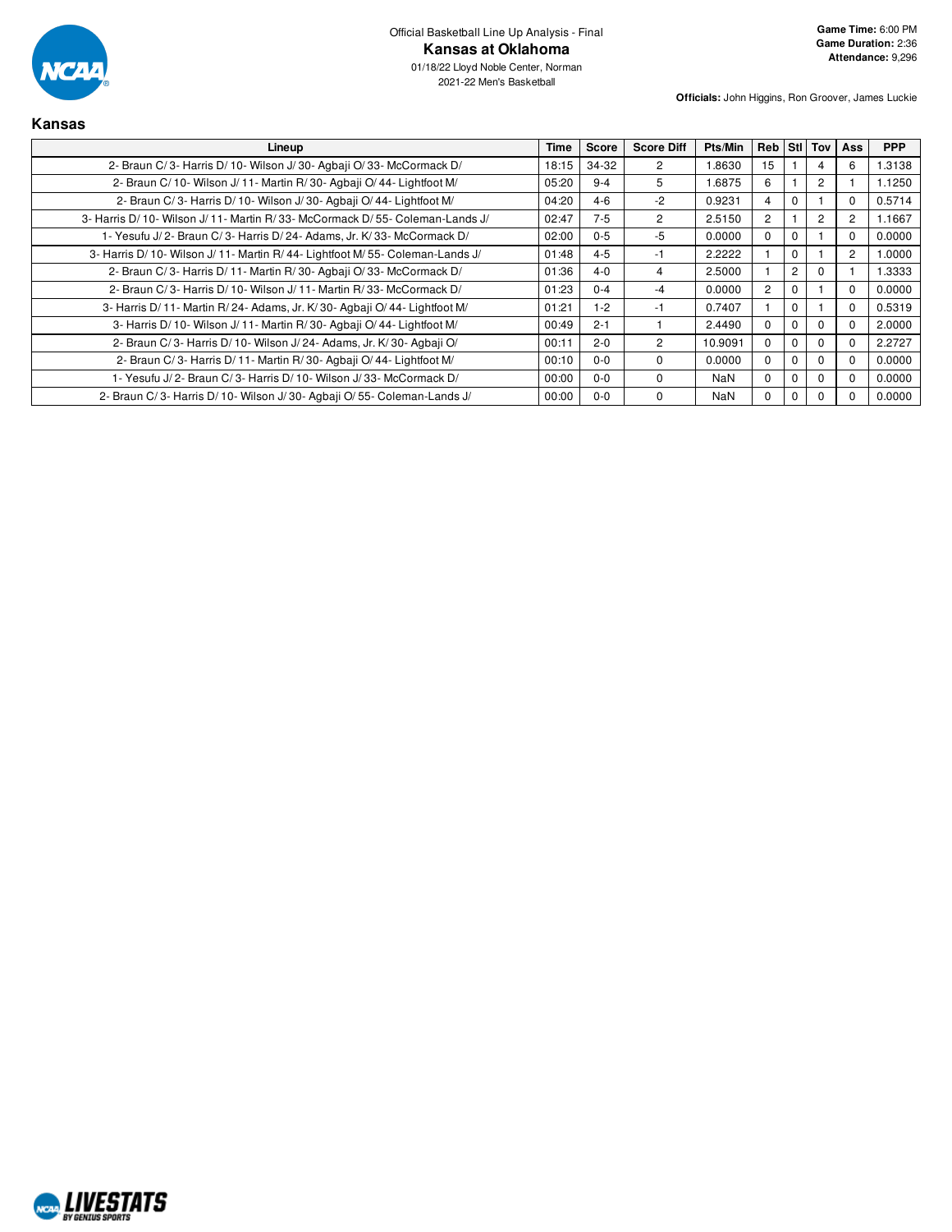Official Basketball Line Up Analysis - Final

# Kansas at Oklahoma

01/18/22 Lloyd Noble Center, Norman

2021-22 Men's Basketball

**Game Time:** 6:00 PM
**Game Duration:** 2:36
**Attendance:** 9,296

**Officials:** John Higgins, Ron Groover, James Luckie

## Kansas

| Lineup | Time | Score | Score Diff | Pts/Min | Reb | Stl | Tov | Ass | PPP |
|---|---|---|---|---|---|---|---|---|---|
| 2- Braun C/ 3- Harris D/ 10- Wilson J/ 30- Agbaji O/ 33- McCormack D/ | 18:15 | 34-32 | 2 | 1.8630 | 15 | 1 | 4 | 6 | 1.3138 |
| 2- Braun C/ 10- Wilson J/ 11- Martin R/ 30- Agbaji O/ 44- Lightfoot M/ | 05:20 | 9-4 | 5 | 1.6875 | 6 | 1 | 2 | 1 | 1.1250 |
| 2- Braun C/ 3- Harris D/ 10- Wilson J/ 30- Agbaji O/ 44- Lightfoot M/ | 04:20 | 4-6 | -2 | 0.9231 | 4 | 0 | 1 | 0 | 0.5714 |
| 3- Harris D/ 10- Wilson J/ 11- Martin R/ 33- McCormack D/ 55- Coleman-Lands J/ | 02:47 | 7-5 | 2 | 2.5150 | 2 | 1 | 2 | 2 | 1.1667 |
| 1- Yesufu J/ 2- Braun C/ 3- Harris D/ 24- Adams, Jr. K/ 33- McCormack D/ | 02:00 | 0-5 | -5 | 0.0000 | 0 | 0 | 1 | 0 | 0.0000 |
| 3- Harris D/ 10- Wilson J/ 11- Martin R/ 44- Lightfoot M/ 55- Coleman-Lands J/ | 01:48 | 4-5 | -1 | 2.2222 | 1 | 0 | 1 | 2 | 1.0000 |
| 2- Braun C/ 3- Harris D/ 11- Martin R/ 30- Agbaji O/ 33- McCormack D/ | 01:36 | 4-0 | 4 | 2.5000 | 1 | 2 | 0 | 1 | 1.3333 |
| 2- Braun C/ 3- Harris D/ 10- Wilson J/ 11- Martin R/ 33- McCormack D/ | 01:23 | 0-4 | -4 | 0.0000 | 2 | 0 | 1 | 0 | 0.0000 |
| 3- Harris D/ 11- Martin R/ 24- Adams, Jr. K/ 30- Agbaji O/ 44- Lightfoot M/ | 01:21 | 1-2 | -1 | 0.7407 | 1 | 0 | 1 | 0 | 0.5319 |
| 3- Harris D/ 10- Wilson J/ 11- Martin R/ 30- Agbaji O/ 44- Lightfoot M/ | 00:49 | 2-1 | 1 | 2.4490 | 0 | 0 | 0 | 0 | 2.0000 |
| 2- Braun C/ 3- Harris D/ 10- Wilson J/ 24- Adams, Jr. K/ 30- Agbaji O/ | 00:11 | 2-0 | 2 | 10.9091 | 0 | 0 | 0 | 0 | 2.2727 |
| 2- Braun C/ 3- Harris D/ 11- Martin R/ 30- Agbaji O/ 44- Lightfoot M/ | 00:10 | 0-0 | 0 | 0.0000 | 0 | 0 | 0 | 0 | 0.0000 |
| 1- Yesufu J/ 2- Braun C/ 3- Harris D/ 10- Wilson J/ 33- McCormack D/ | 00:00 | 0-0 | 0 | NaN | 0 | 0 | 0 | 0 | 0.0000 |
| 2- Braun C/ 3- Harris D/ 10- Wilson J/ 30- Agbaji O/ 55- Coleman-Lands J/ | 00:00 | 0-0 | 0 | NaN | 0 | 0 | 0 | 0 | 0.0000 |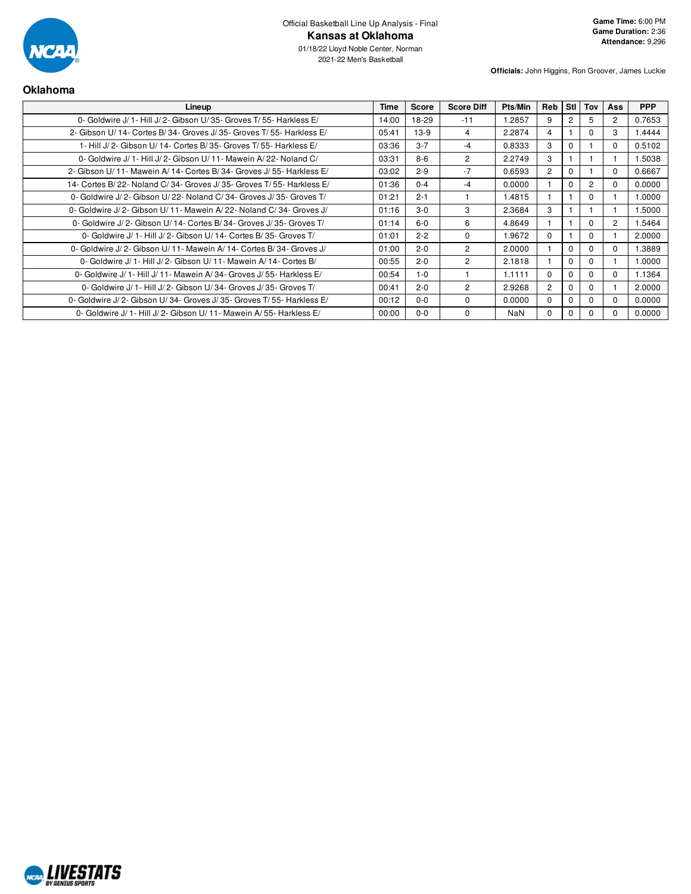Official Basketball Line Up Analysis - Final

# Kansas at Oklahoma

01/18/22 Lloyd Noble Center, Norman

2021-22 Men's Basketball

**Game Time:** 6:00 PM
**Game Duration:** 2:36
**Attendance:** 9,296

**Officials:** John Higgins, Ron Groover, James Luckie

## Oklahoma

| Lineup | Time | Score | Score Diff | Pts/Min | Reb | Stl | Tov | Ass | PPP |
|---|---|---|---|---|---|---|---|---|---|
| 0- Goldwire J/ 1- Hill J/ 2- Gibson U/ 35- Groves T/ 55- Harkless E/ | 14:00 | 18-29 | -11 | 1.2857 | 9 | 2 | 5 | 2 | 0.7653 |
| 2- Gibson U/ 14- Cortes B/ 34- Groves J/ 35- Groves T/ 55- Harkless E/ | 05:41 | 13-9 | 4 | 2.2874 | 4 | 1 | 0 | 3 | 1.4444 |
| 1- Hill J/ 2- Gibson U/ 14- Cortes B/ 35- Groves T/ 55- Harkless E/ | 03:36 | 3-7 | -4 | 0.8333 | 3 | 0 | 1 | 0 | 0.5102 |
| 0- Goldwire J/ 1- Hill J/ 2- Gibson U/ 11- Mawein A/ 22- Noland C/ | 03:31 | 8-6 | 2 | 2.2749 | 3 | 1 | 1 | 1 | 1.5038 |
| 2- Gibson U/ 11- Mawein A/ 14- Cortes B/ 34- Groves J/ 55- Harkless E/ | 03:02 | 2-9 | -7 | 0.6593 | 2 | 0 | 1 | 0 | 0.6667 |
| 14- Cortes B/ 22- Noland C/ 34- Groves J/ 35- Groves T/ 55- Harkless E/ | 01:36 | 0-4 | -4 | 0.0000 | 1 | 0 | 2 | 0 | 0.0000 |
| 0- Goldwire J/ 2- Gibson U/ 22- Noland C/ 34- Groves J/ 35- Groves T/ | 01:21 | 2-1 | 1 | 1.4815 | 1 | 1 | 0 | 1 | 1.0000 |
| 0- Goldwire J/ 2- Gibson U/ 11- Mawein A/ 22- Noland C/ 34- Groves J/ | 01:16 | 3-0 | 3 | 2.3684 | 3 | 1 | 1 | 1 | 1.5000 |
| 0- Goldwire J/ 2- Gibson U/ 14- Cortes B/ 34- Groves J/ 35- Groves T/ | 01:14 | 6-0 | 6 | 4.8649 | 1 | 1 | 0 | 2 | 1.5464 |
| 0- Goldwire J/ 1- Hill J/ 2- Gibson U/ 14- Cortes B/ 35- Groves T/ | 01:01 | 2-2 | 0 | 1.9672 | 0 | 1 | 0 | 1 | 2.0000 |
| 0- Goldwire J/ 2- Gibson U/ 11- Mawein A/ 14- Cortes B/ 34- Groves J/ | 01:00 | 2-0 | 2 | 2.0000 | 1 | 0 | 0 | 0 | 1.3889 |
| 0- Goldwire J/ 1- Hill J/ 2- Gibson U/ 11- Mawein A/ 14- Cortes B/ | 00:55 | 2-0 | 2 | 2.1818 | 1 | 0 | 0 | 1 | 1.0000 |
| 0- Goldwire J/ 1- Hill J/ 11- Mawein A/ 34- Groves J/ 55- Harkless E/ | 00:54 | 1-0 | 1 | 1.1111 | 0 | 0 | 0 | 0 | 1.1364 |
| 0- Goldwire J/ 1- Hill J/ 2- Gibson U/ 34- Groves J/ 35- Groves T/ | 00:41 | 2-0 | 2 | 2.9268 | 2 | 0 | 0 | 1 | 2.0000 |
| 0- Goldwire J/ 2- Gibson U/ 34- Groves J/ 35- Groves T/ 55- Harkless E/ | 00:12 | 0-0 | 0 | 0.0000 | 0 | 0 | 0 | 0 | 0.0000 |
| 0- Goldwire J/ 1- Hill J/ 2- Gibson U/ 11- Mawein A/ 55- Harkless E/ | 00:00 | 0-0 | 0 | NaN | 0 | 0 | 0 | 0 | 0.0000 |